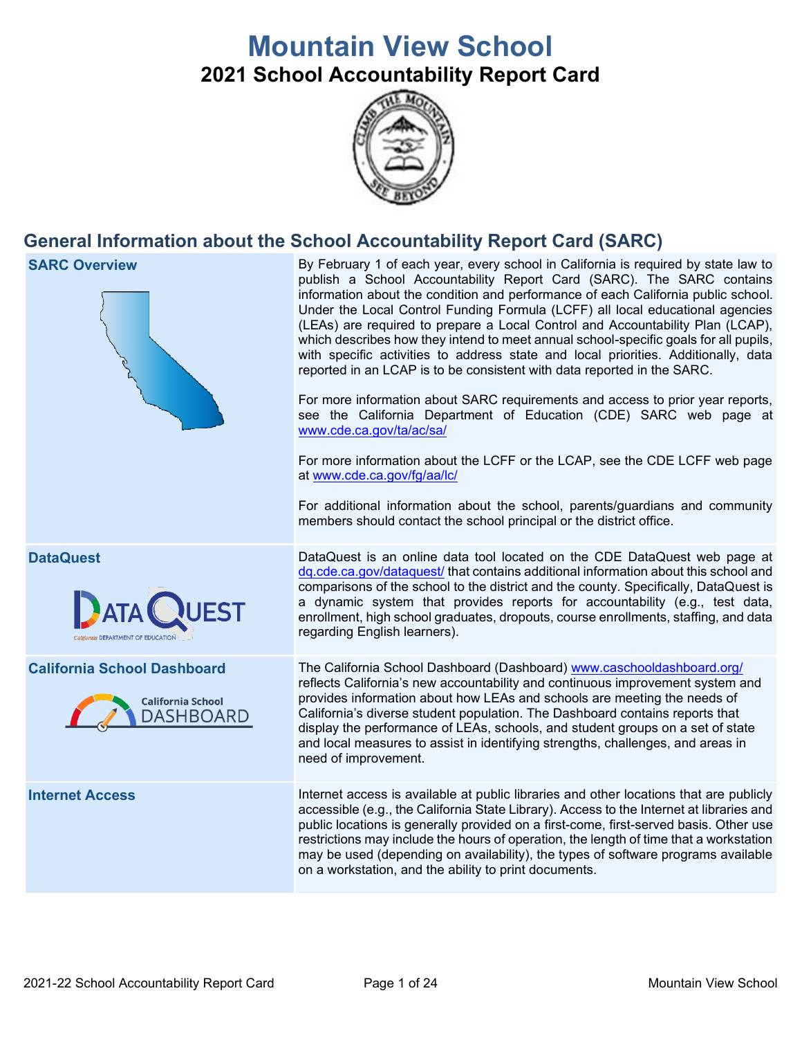# Mountain View School

## 2021 School Accountability Report Card

## General Information about the School Accountability Report Card (SARC)

| | |
|---|---|
| **SARC Overview** | By February 1 of each year, every school in California is required by state law to publish a School Accountability Report Card (SARC). The SARC contains information about the condition and performance of each California public school. Under the Local Control Funding Formula (LCFF) all local educational agencies (LEAs) are required to prepare a Local Control and Accountability Plan (LCAP), which describes how they intend to meet annual school-specific goals for all pupils, with specific activities to address state and local priorities. Additionally, data reported in an LCAP is to be consistent with data reported in the SARC.<br><br>For more information about SARC requirements and access to prior year reports, see the California Department of Education (CDE) SARC web page at www.cde.ca.gov/ta/ac/sa/<br><br>For more information about the LCFF or the LCAP, see the CDE LCFF web page at www.cde.ca.gov/fg/aa/lc/<br><br>For additional information about the school, parents/guardians and community members should contact the school principal or the district office. |
| **DataQuest** | DataQuest is an online data tool located on the CDE DataQuest web page at dq.cde.ca.gov/dataquest/ that contains additional information about this school and comparisons of the school to the district and the county. Specifically, DataQuest is a dynamic system that provides reports for accountability (e.g., test data, enrollment, high school graduates, dropouts, course enrollments, staffing, and data regarding English learners). |
| **California School Dashboard** | The California School Dashboard (Dashboard) www.caschooldashboard.org/ reflects California's new accountability and continuous improvement system and provides information about how LEAs and schools are meeting the needs of California's diverse student population. The Dashboard contains reports that display the performance of LEAs, schools, and student groups on a set of state and local measures to assist in identifying strengths, challenges, and areas in need of improvement. |
| **Internet Access** | Internet access is available at public libraries and other locations that are publicly accessible (e.g., the California State Library). Access to the Internet at libraries and public locations is generally provided on a first-come, first-served basis. Other use restrictions may include the hours of operation, the length of time that a workstation may be used (depending on availability), the types of software programs available on a workstation, and the ability to print documents. |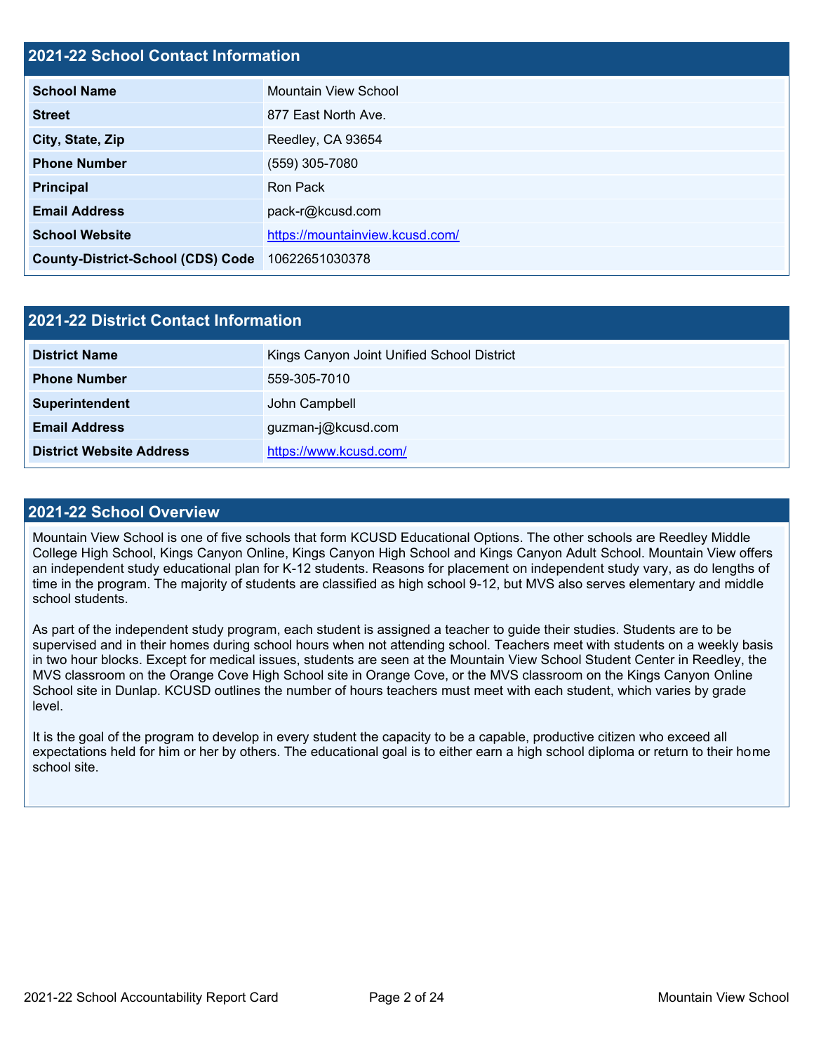## 2021-22 School Contact Information

| School Name | Mountain View School |
|---|---|
| Street | 877 East North Ave. |
| City, State, Zip | Reedley, CA 93654 |
| Phone Number | (559) 305-7080 |
| Principal | Ron Pack |
| Email Address | pack-r@kcusd.com |
| School Website | https://mountainview.kcusd.com/ |
| County-District-School (CDS) Code | 10622651030378 |

## 2021-22 District Contact Information

| District Name | Kings Canyon Joint Unified School District |
|---|---|
| Phone Number | 559-305-7010 |
| Superintendent | John Campbell |
| Email Address | guzman-j@kcusd.com |
| District Website Address | https://www.kcusd.com/ |

## 2021-22 School Overview

Mountain View School is one of five schools that form KCUSD Educational Options. The other schools are Reedley Middle College High School, Kings Canyon Online, Kings Canyon High School and Kings Canyon Adult School. Mountain View offers an independent study educational plan for K-12 students. Reasons for placement on independent study vary, as do lengths of time in the program. The majority of students are classified as high school 9-12, but MVS also serves elementary and middle school students.

As part of the independent study program, each student is assigned a teacher to guide their studies. Students are to be supervised and in their homes during school hours when not attending school. Teachers meet with students on a weekly basis in two hour blocks. Except for medical issues, students are seen at the Mountain View School Student Center in Reedley, the MVS classroom on the Orange Cove High School site in Orange Cove, or the MVS classroom on the Kings Canyon Online School site in Dunlap. KCUSD outlines the number of hours teachers must meet with each student, which varies by grade level.

It is the goal of the program to develop in every student the capacity to be a capable, productive citizen who exceed all expectations held for him or her by others. The educational goal is to either earn a high school diploma or return to their home school site.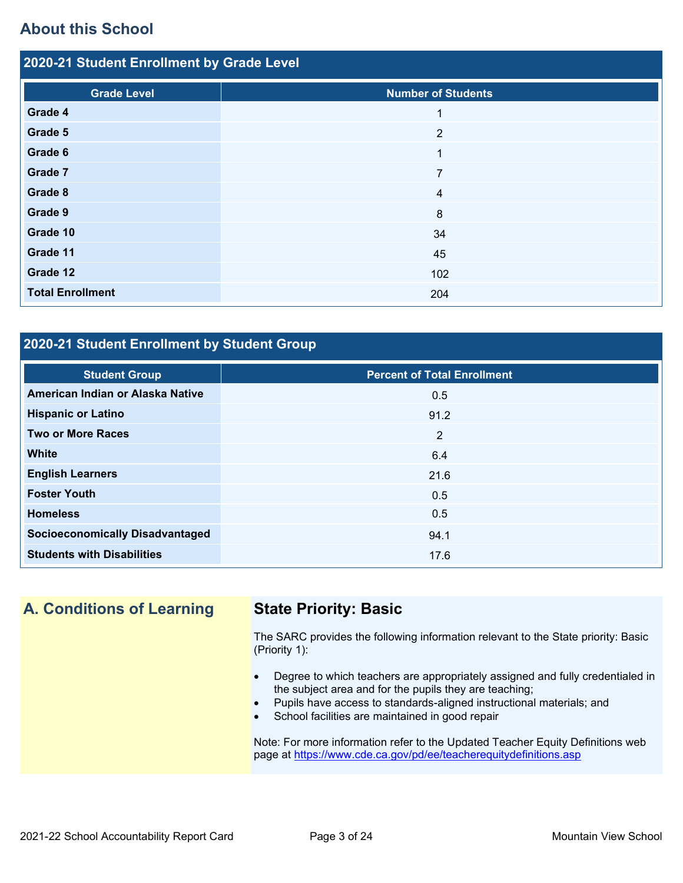## About this School

### 2020-21 Student Enrollment by Grade Level

| Grade Level | Number of Students |
|---|---|
| **Grade 4** | 1 |
| **Grade 5** | 2 |
| **Grade 6** | 1 |
| **Grade 7** | 7 |
| **Grade 8** | 4 |
| **Grade 9** | 8 |
| **Grade 10** | 34 |
| **Grade 11** | 45 |
| **Grade 12** | 102 |
| **Total Enrollment** | 204 |

### 2020-21 Student Enrollment by Student Group

| Student Group | Percent of Total Enrollment |
|---|---|
| **American Indian or Alaska Native** | 0.5 |
| **Hispanic or Latino** | 91.2 |
| **Two or More Races** | 2 |
| **White** | 6.4 |
| **English Learners** | 21.6 |
| **Foster Youth** | 0.5 |
| **Homeless** | 0.5 |
| **Socioeconomically Disadvantaged** | 94.1 |
| **Students with Disabilities** | 17.6 |

## A. Conditions of Learning

### State Priority: Basic

The SARC provides the following information relevant to the State priority: Basic (Priority 1):

- Degree to which teachers are appropriately assigned and fully credentialed in the subject area and for the pupils they are teaching;
- Pupils have access to standards-aligned instructional materials; and
- School facilities are maintained in good repair

Note: For more information refer to the Updated Teacher Equity Definitions web page at https://www.cde.ca.gov/pd/ee/teacherequitydefinitions.asp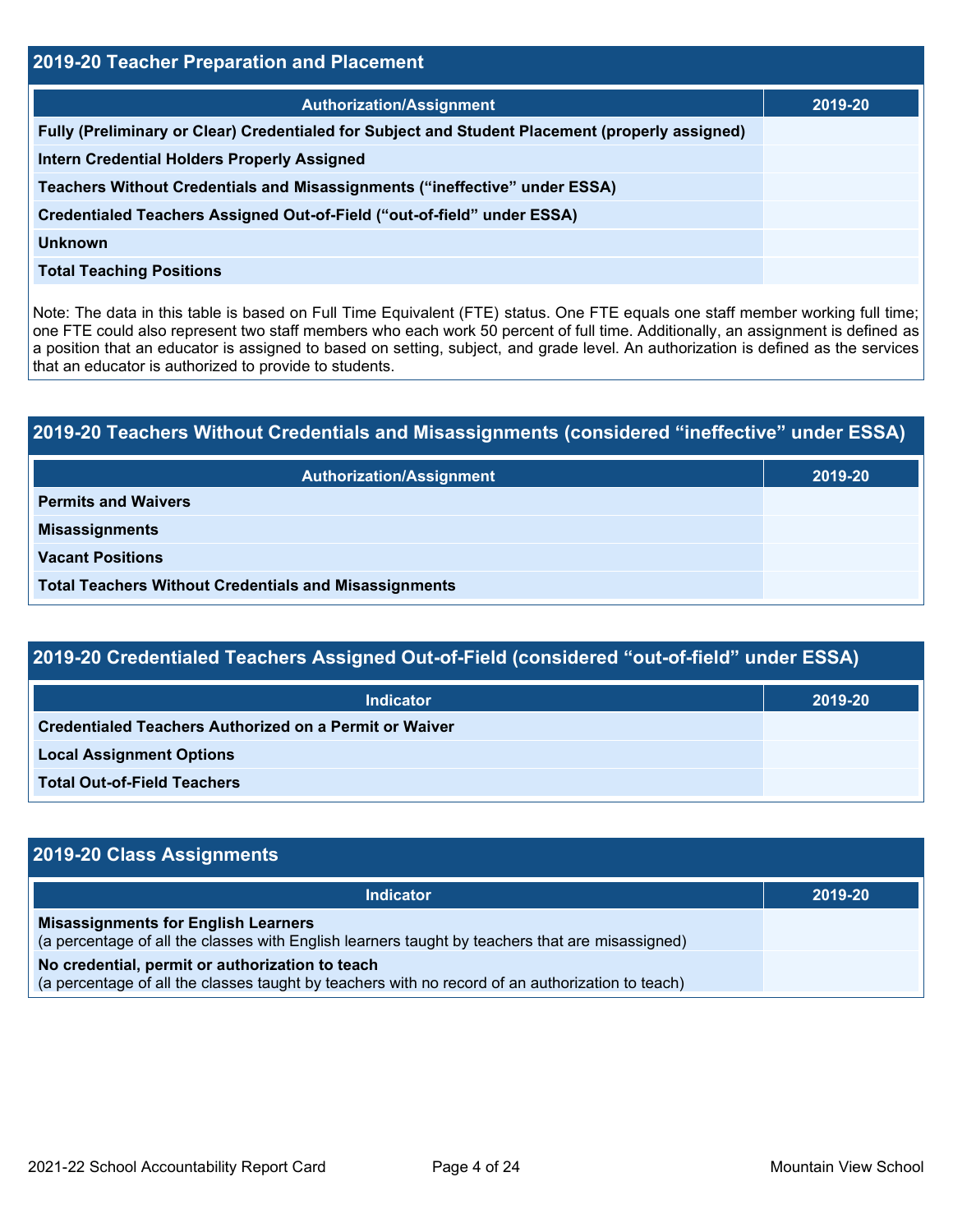## 2019-20 Teacher Preparation and Placement

| Authorization/Assignment | 2019-20 |
|---|---|
| Fully (Preliminary or Clear) Credentialed for Subject and Student Placement (properly assigned) | |
| Intern Credential Holders Properly Assigned | |
| Teachers Without Credentials and Misassignments (“ineffective” under ESSA) | |
| Credentialed Teachers Assigned Out-of-Field (“out-of-field” under ESSA) | |
| Unknown | |
| Total Teaching Positions | |

Note: The data in this table is based on Full Time Equivalent (FTE) status. One FTE equals one staff member working full time; one FTE could also represent two staff members who each work 50 percent of full time. Additionally, an assignment is defined as a position that an educator is assigned to based on setting, subject, and grade level. An authorization is defined as the services that an educator is authorized to provide to students.

## 2019-20 Teachers Without Credentials and Misassignments (considered “ineffective” under ESSA)

| Authorization/Assignment | 2019-20 |
|---|---|
| Permits and Waivers | |
| Misassignments | |
| Vacant Positions | |
| Total Teachers Without Credentials and Misassignments | |

## 2019-20 Credentialed Teachers Assigned Out-of-Field (considered “out-of-field” under ESSA)

| Indicator | 2019-20 |
|---|---|
| Credentialed Teachers Authorized on a Permit or Waiver | |
| Local Assignment Options | |
| Total Out-of-Field Teachers | |

## 2019-20 Class Assignments

| Indicator | 2019-20 |
|---|---|
| **Misassignments for English Learners** (a percentage of all the classes with English learners taught by teachers that are misassigned) | |
| **No credential, permit or authorization to teach** (a percentage of all the classes taught by teachers with no record of an authorization to teach) | |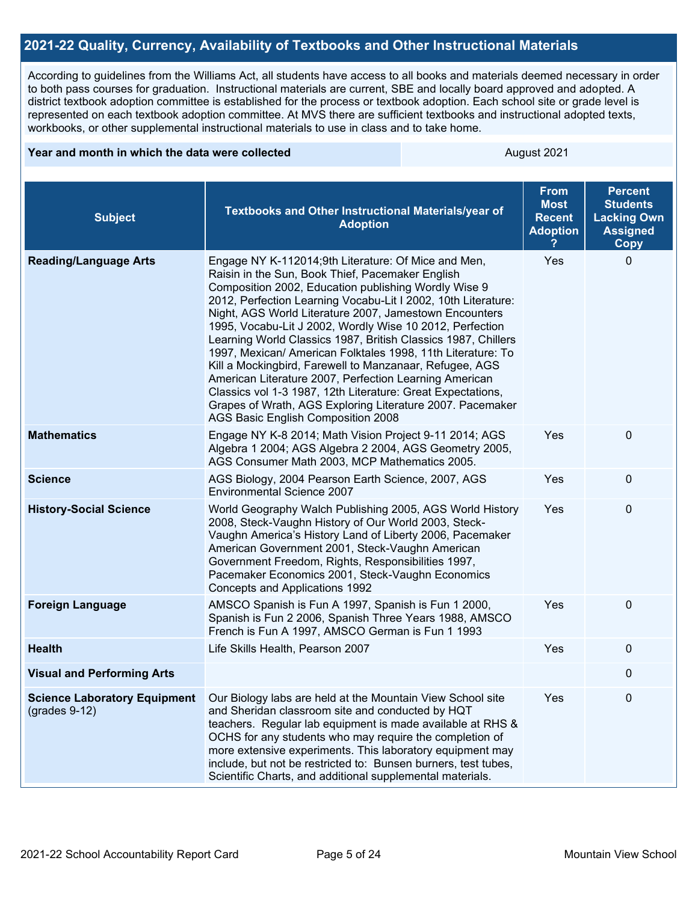## 2021-22 Quality, Currency, Availability of Textbooks and Other Instructional Materials

According to guidelines from the Williams Act, all students have access to all books and materials deemed necessary in order to both pass courses for graduation. Instructional materials are current, SBE and locally board approved and adopted. A district textbook adoption committee is established for the process or textbook adoption. Each school site or grade level is represented on each textbook adoption committee. At MVS there are sufficient textbooks and instructional adopted texts, workbooks, or other supplemental instructional materials to use in class and to take home.

| Year and month in which the data were collected | August 2021 |
|---|---|

| Subject | Textbooks and Other Instructional Materials/year of Adoption | From Most Recent Adoption ? | Percent Students Lacking Own Assigned Copy |
|---|---|---|---|
| **Reading/Language Arts** | Engage NY K-112014;9th Literature: Of Mice and Men, Raisin in the Sun, Book Thief, Pacemaker English Composition 2002, Education publishing Wordly Wise 9 2012, Perfection Learning Vocabu-Lit I 2002, 10th Literature: Night, AGS World Literature 2007, Jamestown Encounters 1995, Vocabu-Lit J 2002, Wordly Wise 10 2012, Perfection Learning World Classics 1987, British Classics 1987, Chillers 1997, Mexican/ American Folktales 1998, 11th Literature: To Kill a Mockingbird, Farewell to Manzanaar, Refugee, AGS American Literature 2007, Perfection Learning American Classics vol 1-3 1987, 12th Literature: Great Expectations, Grapes of Wrath, AGS Exploring Literature 2007. Pacemaker AGS Basic English Composition 2008 | Yes | 0 |
| **Mathematics** | Engage NY K-8 2014; Math Vision Project 9-11 2014; AGS Algebra 1 2004; AGS Algebra 2 2004, AGS Geometry 2005, AGS Consumer Math 2003, MCP Mathematics 2005. | Yes | 0 |
| **Science** | AGS Biology, 2004 Pearson Earth Science, 2007, AGS Environmental Science 2007 | Yes | 0 |
| **History-Social Science** | World Geography Walch Publishing 2005, AGS World History 2008, Steck-Vaughn History of Our World 2003, Steck-Vaughn America's History Land of Liberty 2006, Pacemaker American Government 2001, Steck-Vaughn American Government Freedom, Rights, Responsibilities 1997, Pacemaker Economics 2001, Steck-Vaughn Economics Concepts and Applications 1992 | Yes | 0 |
| **Foreign Language** | AMSCO Spanish is Fun A 1997, Spanish is Fun 1 2000, Spanish is Fun 2 2006, Spanish Three Years 1988, AMSCO French is Fun A 1997, AMSCO German is Fun 1 1993 | Yes | 0 |
| **Health** | Life Skills Health, Pearson 2007 | Yes | 0 |
| **Visual and Performing Arts** | | | 0 |
| **Science Laboratory Equipment** (grades 9-12) | Our Biology labs are held at the Mountain View School site and Sheridan classroom site and conducted by HQT teachers. Regular lab equipment is made available at RHS & OCHS for any students who may require the completion of more extensive experiments. This laboratory equipment may include, but not be restricted to: Bunsen burners, test tubes, Scientific Charts, and additional supplemental materials. | Yes | 0 |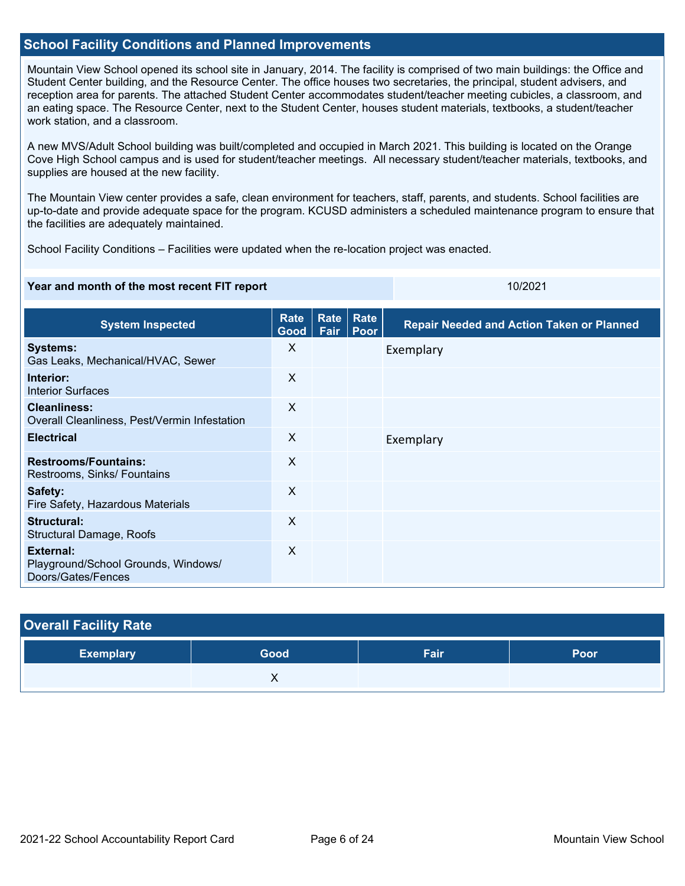## School Facility Conditions and Planned Improvements

Mountain View School opened its school site in January, 2014. The facility is comprised of two main buildings: the Office and Student Center building, and the Resource Center. The office houses two secretaries, the principal, student advisers, and reception area for parents. The attached Student Center accommodates student/teacher meeting cubicles, a classroom, and an eating space. The Resource Center, next to the Student Center, houses student materials, textbooks, a student/teacher work station, and a classroom.

A new MVS/Adult School building was built/completed and occupied in March 2021. This building is located on the Orange Cove High School campus and is used for student/teacher meetings. All necessary student/teacher materials, textbooks, and supplies are housed at the new facility.

The Mountain View center provides a safe, clean environment for teachers, staff, parents, and students. School facilities are up-to-date and provide adequate space for the program. KCUSD administers a scheduled maintenance program to ensure that the facilities are adequately maintained.

School Facility Conditions – Facilities were updated when the re-location project was enacted.

| Year and month of the most recent FIT report | 10/2021 |
|---|---|

| System Inspected | Rate Good | Rate Fair | Rate Poor | Repair Needed and Action Taken or Planned |
|---|---|---|---|---|
| **Systems:** Gas Leaks, Mechanical/HVAC, Sewer | X | | | Exemplary |
| **Interior:** Interior Surfaces | X | | | |
| **Cleanliness:** Overall Cleanliness, Pest/Vermin Infestation | X | | | |
| **Electrical** | X | | | Exemplary |
| **Restrooms/Fountains:** Restrooms, Sinks/ Fountains | X | | | |
| **Safety:** Fire Safety, Hazardous Materials | X | | | |
| **Structural:** Structural Damage, Roofs | X | | | |
| **External:** Playground/School Grounds, Windows/ Doors/Gates/Fences | X | | | |

## Overall Facility Rate

| Exemplary | Good | Fair | Poor |
|---|---|---|---|
| | X | | |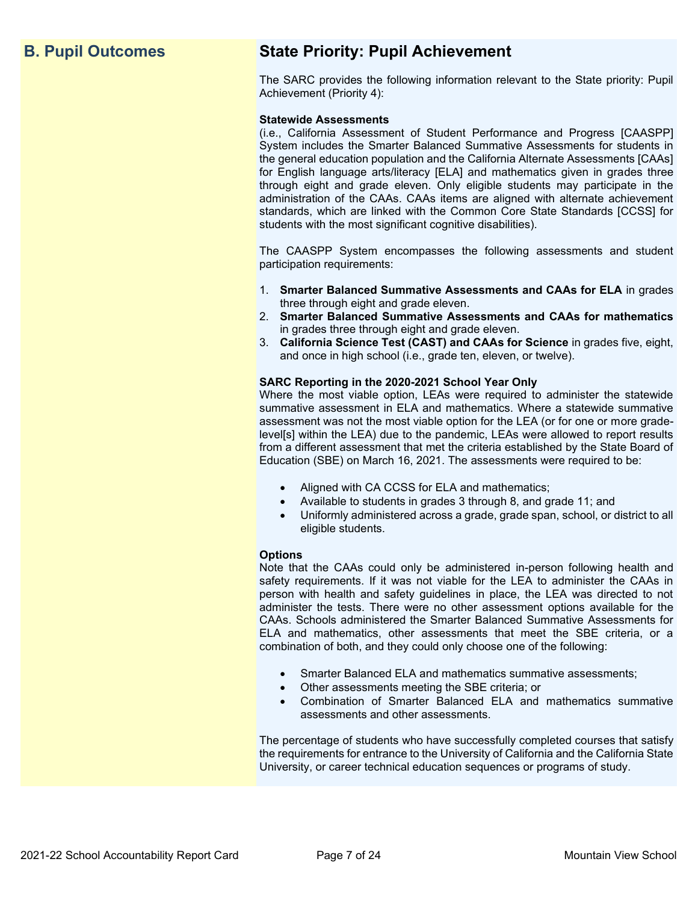## B. Pupil Outcomes

## State Priority: Pupil Achievement

The SARC provides the following information relevant to the State priority: Pupil Achievement (Priority 4):

**Statewide Assessments**
(i.e., California Assessment of Student Performance and Progress [CAASPP] System includes the Smarter Balanced Summative Assessments for students in the general education population and the California Alternate Assessments [CAAs] for English language arts/literacy [ELA] and mathematics given in grades three through eight and grade eleven. Only eligible students may participate in the administration of the CAAs. CAAs items are aligned with alternate achievement standards, which are linked with the Common Core State Standards [CCSS] for students with the most significant cognitive disabilities).

The CAASPP System encompasses the following assessments and student participation requirements:

1. **Smarter Balanced Summative Assessments and CAAs for ELA** in grades three through eight and grade eleven.
2. **Smarter Balanced Summative Assessments and CAAs for mathematics** in grades three through eight and grade eleven.
3. **California Science Test (CAST) and CAAs for Science** in grades five, eight, and once in high school (i.e., grade ten, eleven, or twelve).

**SARC Reporting in the 2020-2021 School Year Only**
Where the most viable option, LEAs were required to administer the statewide summative assessment in ELA and mathematics. Where a statewide summative assessment was not the most viable option for the LEA (or for one or more grade-level[s] within the LEA) due to the pandemic, LEAs were allowed to report results from a different assessment that met the criteria established by the State Board of Education (SBE) on March 16, 2021. The assessments were required to be:

- Aligned with CA CCSS for ELA and mathematics;
- Available to students in grades 3 through 8, and grade 11; and
- Uniformly administered across a grade, grade span, school, or district to all eligible students.

**Options**
Note that the CAAs could only be administered in-person following health and safety requirements. If it was not viable for the LEA to administer the CAAs in person with health and safety guidelines in place, the LEA was directed to not administer the tests. There were no other assessment options available for the CAAs. Schools administered the Smarter Balanced Summative Assessments for ELA and mathematics, other assessments that meet the SBE criteria, or a combination of both, and they could only choose one of the following:

- Smarter Balanced ELA and mathematics summative assessments;
- Other assessments meeting the SBE criteria; or
- Combination of Smarter Balanced ELA and mathematics summative assessments and other assessments.

The percentage of students who have successfully completed courses that satisfy the requirements for entrance to the University of California and the California State University, or career technical education sequences or programs of study.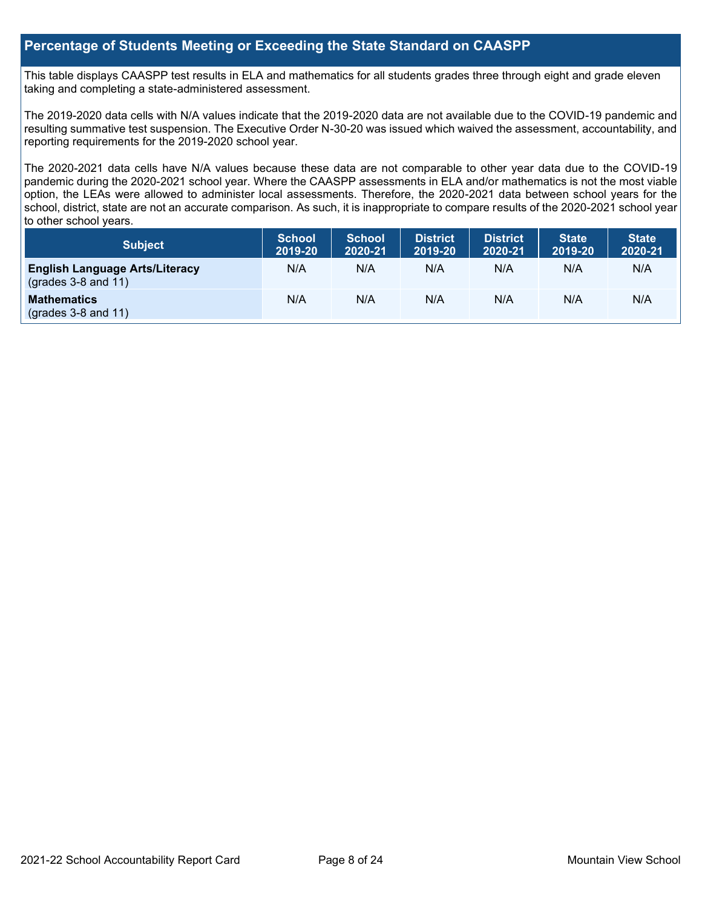## Percentage of Students Meeting or Exceeding the State Standard on CAASPP

This table displays CAASPP test results in ELA and mathematics for all students grades three through eight and grade eleven taking and completing a state-administered assessment.

The 2019-2020 data cells with N/A values indicate that the 2019-2020 data are not available due to the COVID-19 pandemic and resulting summative test suspension. The Executive Order N-30-20 was issued which waived the assessment, accountability, and reporting requirements for the 2019-2020 school year.

The 2020-2021 data cells have N/A values because these data are not comparable to other year data due to the COVID-19 pandemic during the 2020-2021 school year. Where the CAASPP assessments in ELA and/or mathematics is not the most viable option, the LEAs were allowed to administer local assessments. Therefore, the 2020-2021 data between school years for the school, district, state are not an accurate comparison. As such, it is inappropriate to compare results of the 2020-2021 school year to other school years.

| Subject | School 2019-20 | School 2020-21 | District 2019-20 | District 2020-21 | State 2019-20 | State 2020-21 |
|---|---|---|---|---|---|---|
| **English Language Arts/Literacy** (grades 3-8 and 11) | N/A | N/A | N/A | N/A | N/A | N/A |
| **Mathematics** (grades 3-8 and 11) | N/A | N/A | N/A | N/A | N/A | N/A |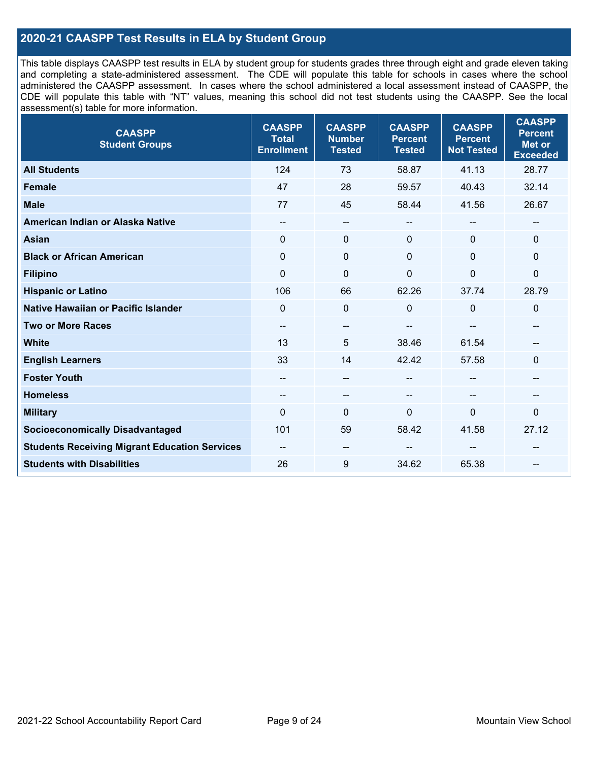## 2020-21 CAASPP Test Results in ELA by Student Group

This table displays CAASPP test results in ELA by student group for students grades three through eight and grade eleven taking and completing a state-administered assessment. The CDE will populate this table for schools in cases where the school administered the CAASPP assessment. In cases where the school administered a local assessment instead of CAASPP, the CDE will populate this table with "NT" values, meaning this school did not test students using the CAASPP. See the local assessment(s) table for more information.

| CAASPP Student Groups | CAASPP Total Enrollment | CAASPP Number Tested | CAASPP Percent Tested | CAASPP Percent Not Tested | CAASPP Percent Met or Exceeded |
|---|---|---|---|---|---|
| **All Students** | 124 | 73 | 58.87 | 41.13 | 28.77 |
| **Female** | 47 | 28 | 59.57 | 40.43 | 32.14 |
| **Male** | 77 | 45 | 58.44 | 41.56 | 26.67 |
| **American Indian or Alaska Native** | -- | -- | -- | -- | -- |
| **Asian** | 0 | 0 | 0 | 0 | 0 |
| **Black or African American** | 0 | 0 | 0 | 0 | 0 |
| **Filipino** | 0 | 0 | 0 | 0 | 0 |
| **Hispanic or Latino** | 106 | 66 | 62.26 | 37.74 | 28.79 |
| **Native Hawaiian or Pacific Islander** | 0 | 0 | 0 | 0 | 0 |
| **Two or More Races** | -- | -- | -- | -- | -- |
| **White** | 13 | 5 | 38.46 | 61.54 | -- |
| **English Learners** | 33 | 14 | 42.42 | 57.58 | 0 |
| **Foster Youth** | -- | -- | -- | -- | -- |
| **Homeless** | -- | -- | -- | -- | -- |
| **Military** | 0 | 0 | 0 | 0 | 0 |
| **Socioeconomically Disadvantaged** | 101 | 59 | 58.42 | 41.58 | 27.12 |
| **Students Receiving Migrant Education Services** | -- | -- | -- | -- | -- |
| **Students with Disabilities** | 26 | 9 | 34.62 | 65.38 | -- |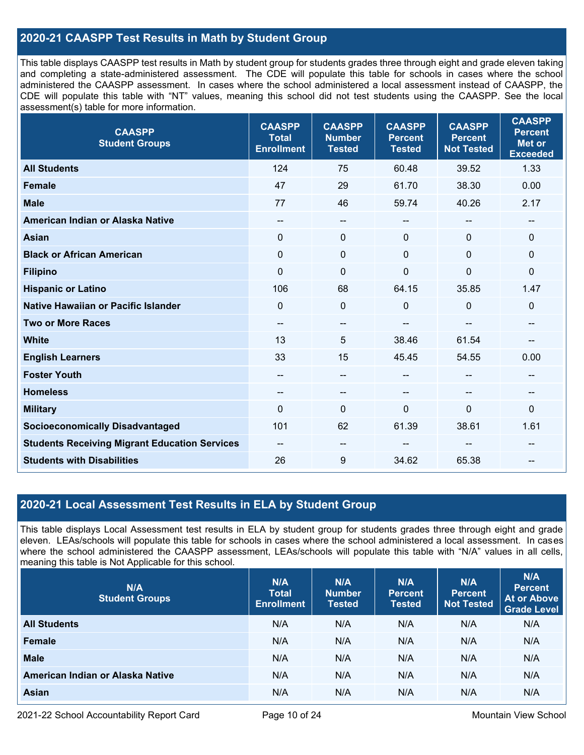## 2020-21 CAASPP Test Results in Math by Student Group

This table displays CAASPP test results in Math by student group for students grades three through eight and grade eleven taking and completing a state-administered assessment. The CDE will populate this table for schools in cases where the school administered the CAASPP assessment. In cases where the school administered a local assessment instead of CAASPP, the CDE will populate this table with "NT" values, meaning this school did not test students using the CAASPP. See the local assessment(s) table for more information.

| CAASPP Student Groups | CAASPP Total Enrollment | CAASPP Number Tested | CAASPP Percent Tested | CAASPP Percent Not Tested | CAASPP Percent Met or Exceeded |
|---|---|---|---|---|---|
| All Students | 124 | 75 | 60.48 | 39.52 | 1.33 |
| Female | 47 | 29 | 61.70 | 38.30 | 0.00 |
| Male | 77 | 46 | 59.74 | 40.26 | 2.17 |
| American Indian or Alaska Native | -- | -- | -- | -- | -- |
| Asian | 0 | 0 | 0 | 0 | 0 |
| Black or African American | 0 | 0 | 0 | 0 | 0 |
| Filipino | 0 | 0 | 0 | 0 | 0 |
| Hispanic or Latino | 106 | 68 | 64.15 | 35.85 | 1.47 |
| Native Hawaiian or Pacific Islander | 0 | 0 | 0 | 0 | 0 |
| Two or More Races | -- | -- | -- | -- | -- |
| White | 13 | 5 | 38.46 | 61.54 | -- |
| English Learners | 33 | 15 | 45.45 | 54.55 | 0.00 |
| Foster Youth | -- | -- | -- | -- | -- |
| Homeless | -- | -- | -- | -- | -- |
| Military | 0 | 0 | 0 | 0 | 0 |
| Socioeconomically Disadvantaged | 101 | 62 | 61.39 | 38.61 | 1.61 |
| Students Receiving Migrant Education Services | -- | -- | -- | -- | -- |
| Students with Disabilities | 26 | 9 | 34.62 | 65.38 | -- |

## 2020-21 Local Assessment Test Results in ELA by Student Group

This table displays Local Assessment test results in ELA by student group for students grades three through eight and grade eleven. LEAs/schools will populate this table for schools in cases where the school administered a local assessment. In cases where the school administered the CAASPP assessment, LEAs/schools will populate this table with "N/A" values in all cells, meaning this table is Not Applicable for this school.

| N/A Student Groups | N/A Total Enrollment | N/A Number Tested | N/A Percent Tested | N/A Percent Not Tested | N/A Percent At or Above Grade Level |
|---|---|---|---|---|---|
| All Students | N/A | N/A | N/A | N/A | N/A |
| Female | N/A | N/A | N/A | N/A | N/A |
| Male | N/A | N/A | N/A | N/A | N/A |
| American Indian or Alaska Native | N/A | N/A | N/A | N/A | N/A |
| Asian | N/A | N/A | N/A | N/A | N/A |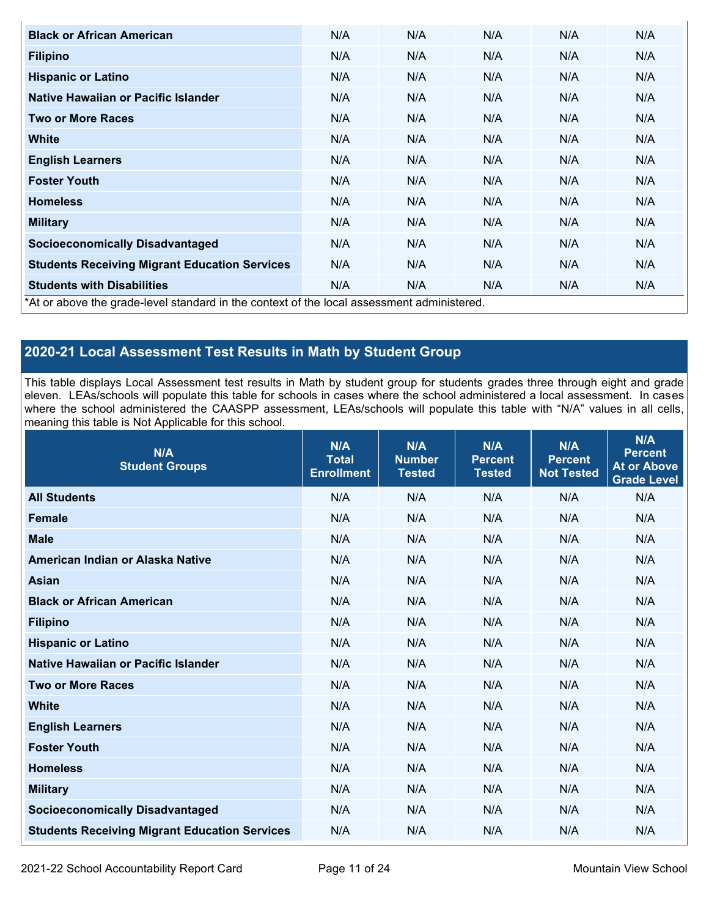| Black or African American | N/A | N/A | N/A | N/A | N/A |
|---|---|---|---|---|---|
| Filipino | N/A | N/A | N/A | N/A | N/A |
| Hispanic or Latino | N/A | N/A | N/A | N/A | N/A |
| Native Hawaiian or Pacific Islander | N/A | N/A | N/A | N/A | N/A |
| Two or More Races | N/A | N/A | N/A | N/A | N/A |
| White | N/A | N/A | N/A | N/A | N/A |
| English Learners | N/A | N/A | N/A | N/A | N/A |
| Foster Youth | N/A | N/A | N/A | N/A | N/A |
| Homeless | N/A | N/A | N/A | N/A | N/A |
| Military | N/A | N/A | N/A | N/A | N/A |
| Socioeconomically Disadvantaged | N/A | N/A | N/A | N/A | N/A |
| Students Receiving Migrant Education Services | N/A | N/A | N/A | N/A | N/A |
| Students with Disabilities | N/A | N/A | N/A | N/A | N/A |

*At or above the grade-level standard in the context of the local assessment administered.

## 2020-21 Local Assessment Test Results in Math by Student Group

This table displays Local Assessment test results in Math by student group for students grades three through eight and grade eleven. LEAs/schools will populate this table for schools in cases where the school administered a local assessment. In cases where the school administered the CAASPP assessment, LEAs/schools will populate this table with "N/A" values in all cells, meaning this table is Not Applicable for this school.

| N/A Student Groups | N/A Total Enrollment | N/A Number Tested | N/A Percent Tested | N/A Percent Not Tested | N/A Percent At or Above Grade Level |
|---|---|---|---|---|---|
| All Students | N/A | N/A | N/A | N/A | N/A |
| Female | N/A | N/A | N/A | N/A | N/A |
| Male | N/A | N/A | N/A | N/A | N/A |
| American Indian or Alaska Native | N/A | N/A | N/A | N/A | N/A |
| Asian | N/A | N/A | N/A | N/A | N/A |
| Black or African American | N/A | N/A | N/A | N/A | N/A |
| Filipino | N/A | N/A | N/A | N/A | N/A |
| Hispanic or Latino | N/A | N/A | N/A | N/A | N/A |
| Native Hawaiian or Pacific Islander | N/A | N/A | N/A | N/A | N/A |
| Two or More Races | N/A | N/A | N/A | N/A | N/A |
| White | N/A | N/A | N/A | N/A | N/A |
| English Learners | N/A | N/A | N/A | N/A | N/A |
| Foster Youth | N/A | N/A | N/A | N/A | N/A |
| Homeless | N/A | N/A | N/A | N/A | N/A |
| Military | N/A | N/A | N/A | N/A | N/A |
| Socioeconomically Disadvantaged | N/A | N/A | N/A | N/A | N/A |
| Students Receiving Migrant Education Services | N/A | N/A | N/A | N/A | N/A |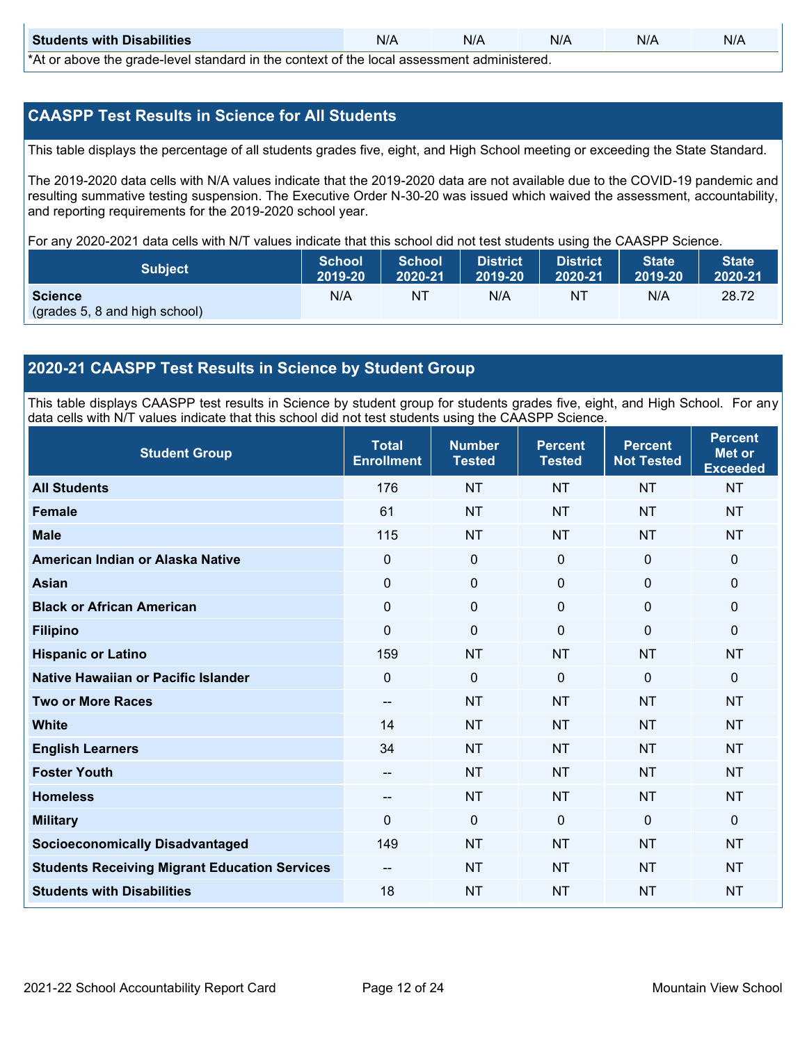| Students with Disabilities | N/A | N/A | N/A | N/A | N/A |
|---|---|---|---|---|---|

*At or above the grade-level standard in the context of the local assessment administered.

## CAASPP Test Results in Science for All Students

This table displays the percentage of all students grades five, eight, and High School meeting or exceeding the State Standard.

The 2019-2020 data cells with N/A values indicate that the 2019-2020 data are not available due to the COVID-19 pandemic and resulting summative testing suspension. The Executive Order N-30-20 was issued which waived the assessment, accountability, and reporting requirements for the 2019-2020 school year.

For any 2020-2021 data cells with N/T values indicate that this school did not test students using the CAASPP Science.

| Subject | School 2019-20 | School 2020-21 | District 2019-20 | District 2020-21 | State 2019-20 | State 2020-21 |
|---|---|---|---|---|---|---|
| **Science** (grades 5, 8 and high school) | N/A | NT | N/A | NT | N/A | 28.72 |

## 2020-21 CAASPP Test Results in Science by Student Group

This table displays CAASPP test results in Science by student group for students grades five, eight, and High School. For any data cells with N/T values indicate that this school did not test students using the CAASPP Science.

| Student Group | Total Enrollment | Number Tested | Percent Tested | Percent Not Tested | Percent Met or Exceeded |
|---|---|---|---|---|---|
| **All Students** | 176 | NT | NT | NT | NT |
| **Female** | 61 | NT | NT | NT | NT |
| **Male** | 115 | NT | NT | NT | NT |
| **American Indian or Alaska Native** | 0 | 0 | 0 | 0 | 0 |
| **Asian** | 0 | 0 | 0 | 0 | 0 |
| **Black or African American** | 0 | 0 | 0 | 0 | 0 |
| **Filipino** | 0 | 0 | 0 | 0 | 0 |
| **Hispanic or Latino** | 159 | NT | NT | NT | NT |
| **Native Hawaiian or Pacific Islander** | 0 | 0 | 0 | 0 | 0 |
| **Two or More Races** | -- | NT | NT | NT | NT |
| **White** | 14 | NT | NT | NT | NT |
| **English Learners** | 34 | NT | NT | NT | NT |
| **Foster Youth** | -- | NT | NT | NT | NT |
| **Homeless** | -- | NT | NT | NT | NT |
| **Military** | 0 | 0 | 0 | 0 | 0 |
| **Socioeconomically Disadvantaged** | 149 | NT | NT | NT | NT |
| **Students Receiving Migrant Education Services** | -- | NT | NT | NT | NT |
| **Students with Disabilities** | 18 | NT | NT | NT | NT |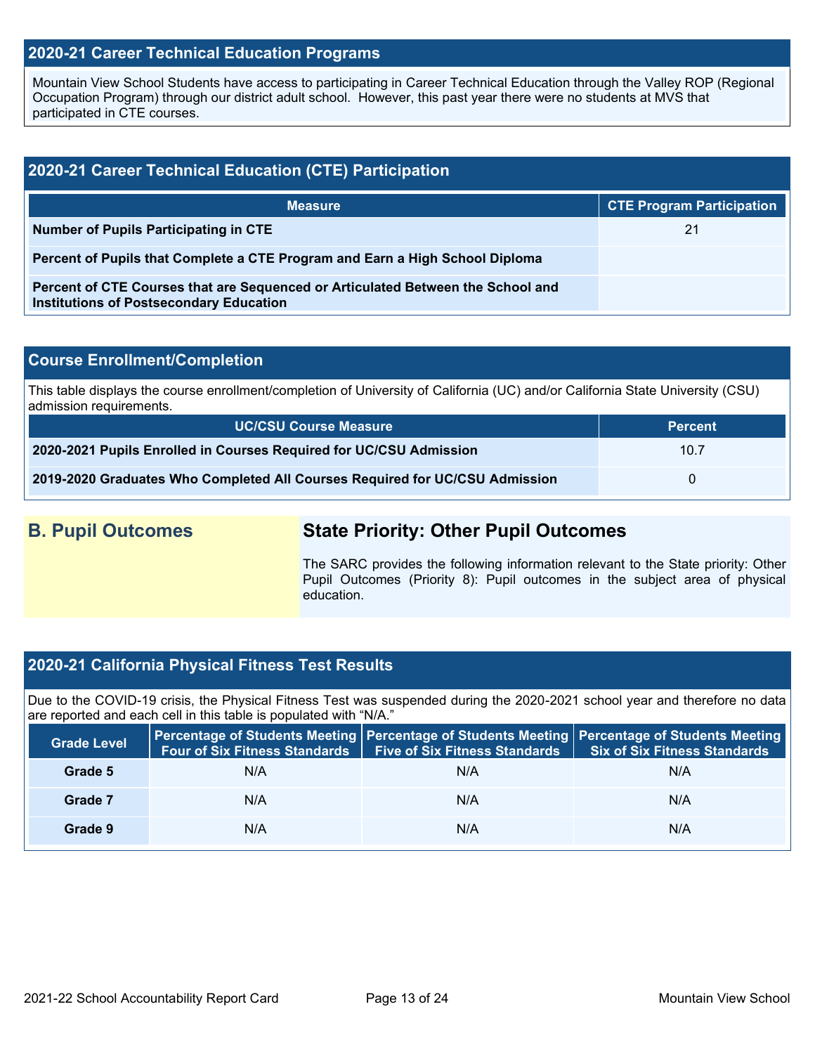## 2020-21 Career Technical Education Programs

Mountain View School Students have access to participating in Career Technical Education through the Valley ROP (Regional Occupation Program) through our district adult school. However, this past year there were no students at MVS that participated in CTE courses.

## 2020-21 Career Technical Education (CTE) Participation

| Measure | CTE Program Participation |
|---|---|
| **Number of Pupils Participating in CTE** | 21 |
| **Percent of Pupils that Complete a CTE Program and Earn a High School Diploma** | |
| **Percent of CTE Courses that are Sequenced or Articulated Between the School and Institutions of Postsecondary Education** | |

## Course Enrollment/Completion

This table displays the course enrollment/completion of University of California (UC) and/or California State University (CSU) admission requirements.

| UC/CSU Course Measure | Percent |
|---|---|
| **2020-2021 Pupils Enrolled in Courses Required for UC/CSU Admission** | 10.7 |
| **2019-2020 Graduates Who Completed All Courses Required for UC/CSU Admission** | 0 |

## B. Pupil Outcomes

### State Priority: Other Pupil Outcomes

The SARC provides the following information relevant to the State priority: Other Pupil Outcomes (Priority 8): Pupil outcomes in the subject area of physical education.

## 2020-21 California Physical Fitness Test Results

Due to the COVID-19 crisis, the Physical Fitness Test was suspended during the 2020-2021 school year and therefore no data are reported and each cell in this table is populated with "N/A."

| Grade Level | Percentage of Students Meeting Four of Six Fitness Standards | Percentage of Students Meeting Five of Six Fitness Standards | Percentage of Students Meeting Six of Six Fitness Standards |
|---|---|---|---|
| **Grade 5** | N/A | N/A | N/A |
| **Grade 7** | N/A | N/A | N/A |
| **Grade 9** | N/A | N/A | N/A |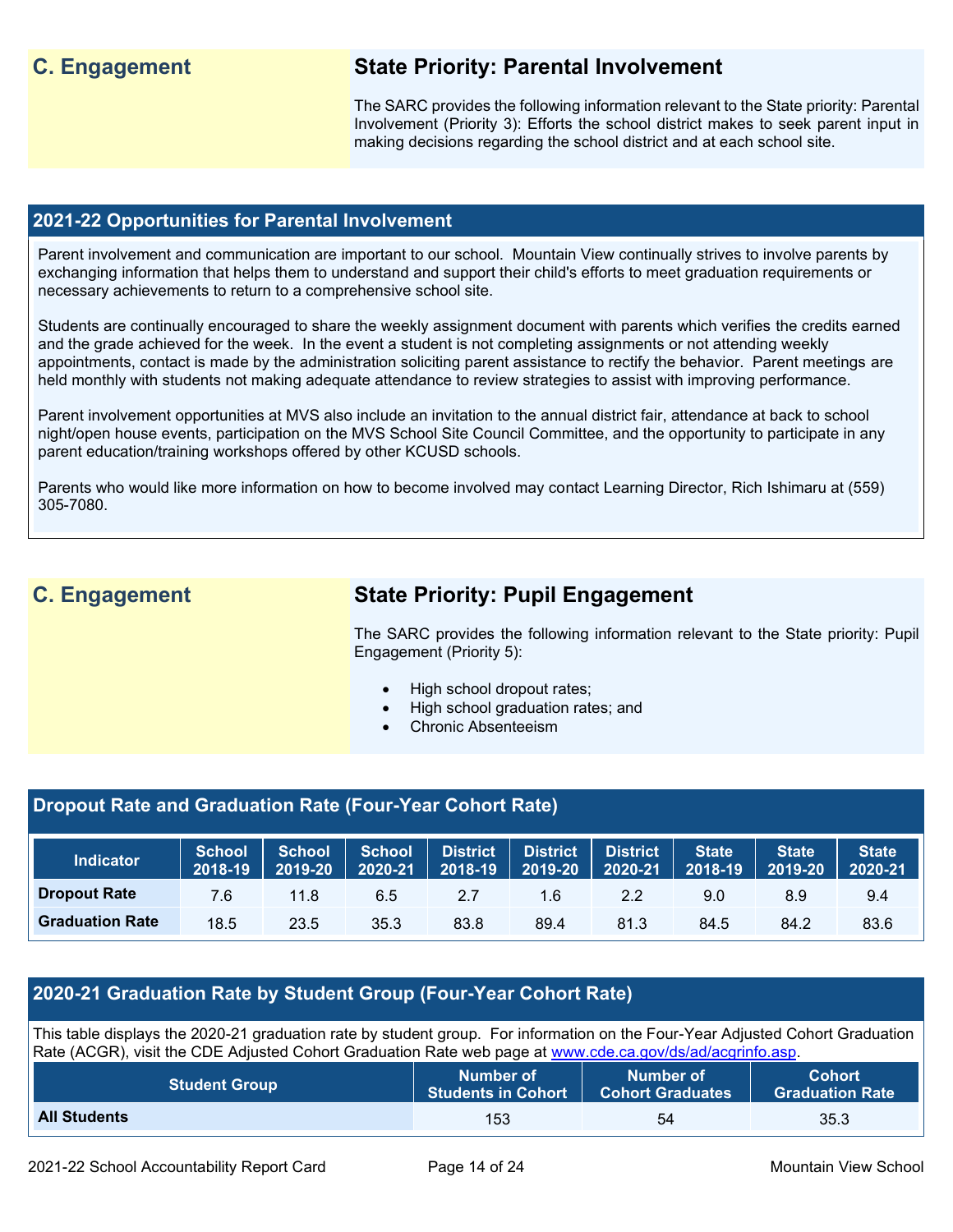## C. Engagement

### State Priority: Parental Involvement

The SARC provides the following information relevant to the State priority: Parental Involvement (Priority 3): Efforts the school district makes to seek parent input in making decisions regarding the school district and at each school site.

### 2021-22 Opportunities for Parental Involvement

Parent involvement and communication are important to our school. Mountain View continually strives to involve parents by exchanging information that helps them to understand and support their child's efforts to meet graduation requirements or necessary achievements to return to a comprehensive school site.

Students are continually encouraged to share the weekly assignment document with parents which verifies the credits earned and the grade achieved for the week. In the event a student is not completing assignments or not attending weekly appointments, contact is made by the administration soliciting parent assistance to rectify the behavior. Parent meetings are held monthly with students not making adequate attendance to review strategies to assist with improving performance.

Parent involvement opportunities at MVS also include an invitation to the annual district fair, attendance at back to school night/open house events, participation on the MVS School Site Council Committee, and the opportunity to participate in any parent education/training workshops offered by other KCUSD schools.

Parents who would like more information on how to become involved may contact Learning Director, Rich Ishimaru at (559) 305-7080.

## C. Engagement

### State Priority: Pupil Engagement

The SARC provides the following information relevant to the State priority: Pupil Engagement (Priority 5):

- High school dropout rates;
- High school graduation rates; and
- Chronic Absenteeism

### Dropout Rate and Graduation Rate (Four-Year Cohort Rate)

| Indicator | School 2018-19 | School 2019-20 | School 2020-21 | District 2018-19 | District 2019-20 | District 2020-21 | State 2018-19 | State 2019-20 | State 2020-21 |
|---|---|---|---|---|---|---|---|---|---|
| Dropout Rate | 7.6 | 11.8 | 6.5 | 2.7 | 1.6 | 2.2 | 9.0 | 8.9 | 9.4 |
| Graduation Rate | 18.5 | 23.5 | 35.3 | 83.8 | 89.4 | 81.3 | 84.5 | 84.2 | 83.6 |

### 2020-21 Graduation Rate by Student Group (Four-Year Cohort Rate)

This table displays the 2020-21 graduation rate by student group. For information on the Four-Year Adjusted Cohort Graduation Rate (ACGR), visit the CDE Adjusted Cohort Graduation Rate web page at www.cde.ca.gov/ds/ad/acgrinfo.asp.

| Student Group | Number of Students in Cohort | Number of Cohort Graduates | Cohort Graduation Rate |
|---|---|---|---|
| All Students | 153 | 54 | 35.3 |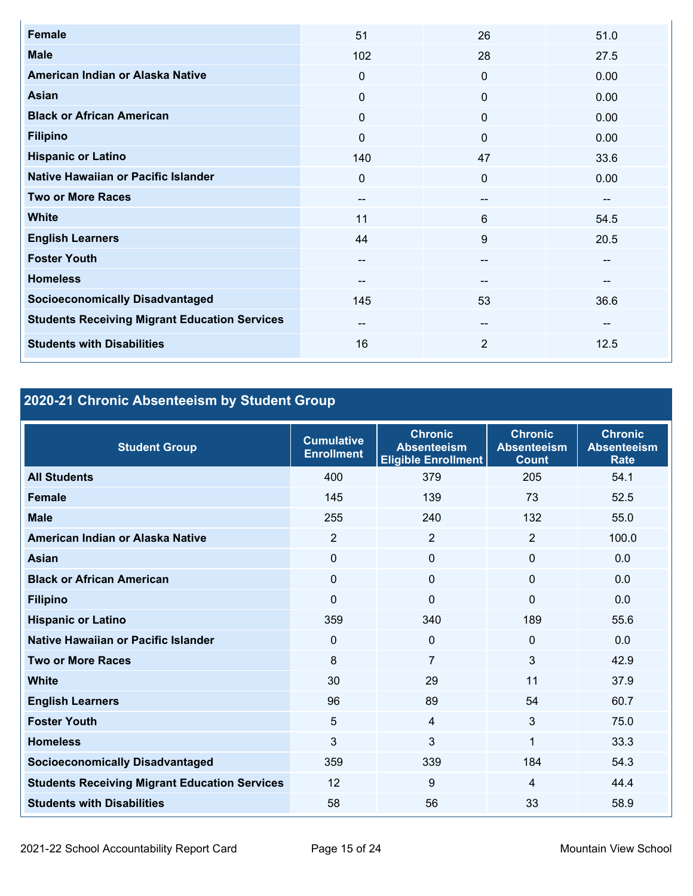| | | | |
|---|---|---|---|
| Female | 51 | 26 | 51.0 |
| Male | 102 | 28 | 27.5 |
| American Indian or Alaska Native | 0 | 0 | 0.00 |
| Asian | 0 | 0 | 0.00 |
| Black or African American | 0 | 0 | 0.00 |
| Filipino | 0 | 0 | 0.00 |
| Hispanic or Latino | 140 | 47 | 33.6 |
| Native Hawaiian or Pacific Islander | 0 | 0 | 0.00 |
| Two or More Races | -- | -- | -- |
| White | 11 | 6 | 54.5 |
| English Learners | 44 | 9 | 20.5 |
| Foster Youth | -- | -- | -- |
| Homeless | -- | -- | -- |
| Socioeconomically Disadvantaged | 145 | 53 | 36.6 |
| Students Receiving Migrant Education Services | -- | -- | -- |
| Students with Disabilities | 16 | 2 | 12.5 |

## 2020-21 Chronic Absenteeism by Student Group

| Student Group | Cumulative Enrollment | Chronic Absenteeism Eligible Enrollment | Chronic Absenteeism Count | Chronic Absenteeism Rate |
|---|---|---|---|---|
| All Students | 400 | 379 | 205 | 54.1 |
| Female | 145 | 139 | 73 | 52.5 |
| Male | 255 | 240 | 132 | 55.0 |
| American Indian or Alaska Native | 2 | 2 | 2 | 100.0 |
| Asian | 0 | 0 | 0 | 0.0 |
| Black or African American | 0 | 0 | 0 | 0.0 |
| Filipino | 0 | 0 | 0 | 0.0 |
| Hispanic or Latino | 359 | 340 | 189 | 55.6 |
| Native Hawaiian or Pacific Islander | 0 | 0 | 0 | 0.0 |
| Two or More Races | 8 | 7 | 3 | 42.9 |
| White | 30 | 29 | 11 | 37.9 |
| English Learners | 96 | 89 | 54 | 60.7 |
| Foster Youth | 5 | 4 | 3 | 75.0 |
| Homeless | 3 | 3 | 1 | 33.3 |
| Socioeconomically Disadvantaged | 359 | 339 | 184 | 54.3 |
| Students Receiving Migrant Education Services | 12 | 9 | 4 | 44.4 |
| Students with Disabilities | 58 | 56 | 33 | 58.9 |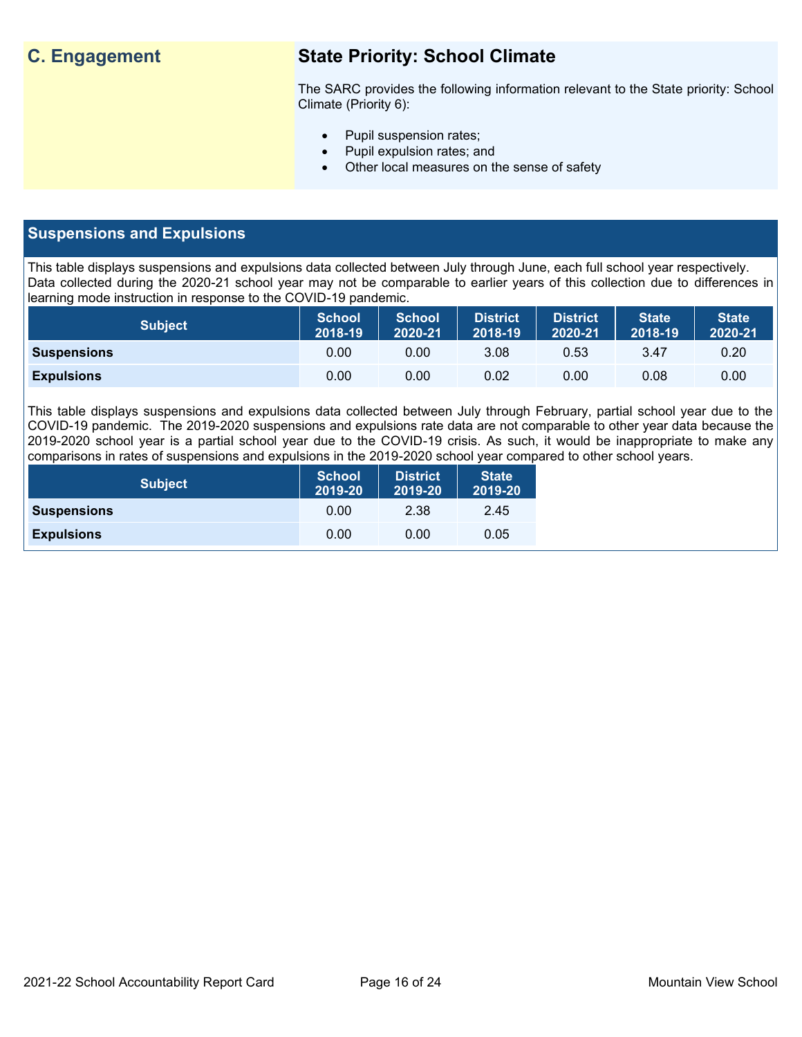## C. Engagement

### State Priority: School Climate

The SARC provides the following information relevant to the State priority: School Climate (Priority 6):

- Pupil suspension rates;
- Pupil expulsion rates; and
- Other local measures on the sense of safety

## Suspensions and Expulsions

This table displays suspensions and expulsions data collected between July through June, each full school year respectively. Data collected during the 2020-21 school year may not be comparable to earlier years of this collection due to differences in learning mode instruction in response to the COVID-19 pandemic.

| Subject | School 2018-19 | School 2020-21 | District 2018-19 | District 2020-21 | State 2018-19 | State 2020-21 |
|---|---|---|---|---|---|---|
| **Suspensions** | 0.00 | 0.00 | 3.08 | 0.53 | 3.47 | 0.20 |
| **Expulsions** | 0.00 | 0.00 | 0.02 | 0.00 | 0.08 | 0.00 |

This table displays suspensions and expulsions data collected between July through February, partial school year due to the COVID-19 pandemic. The 2019-2020 suspensions and expulsions rate data are not comparable to other year data because the 2019-2020 school year is a partial school year due to the COVID-19 crisis. As such, it would be inappropriate to make any comparisons in rates of suspensions and expulsions in the 2019-2020 school year compared to other school years.

| Subject | School 2019-20 | District 2019-20 | State 2019-20 |
|---|---|---|---|
| **Suspensions** | 0.00 | 2.38 | 2.45 |
| **Expulsions** | 0.00 | 0.00 | 0.05 |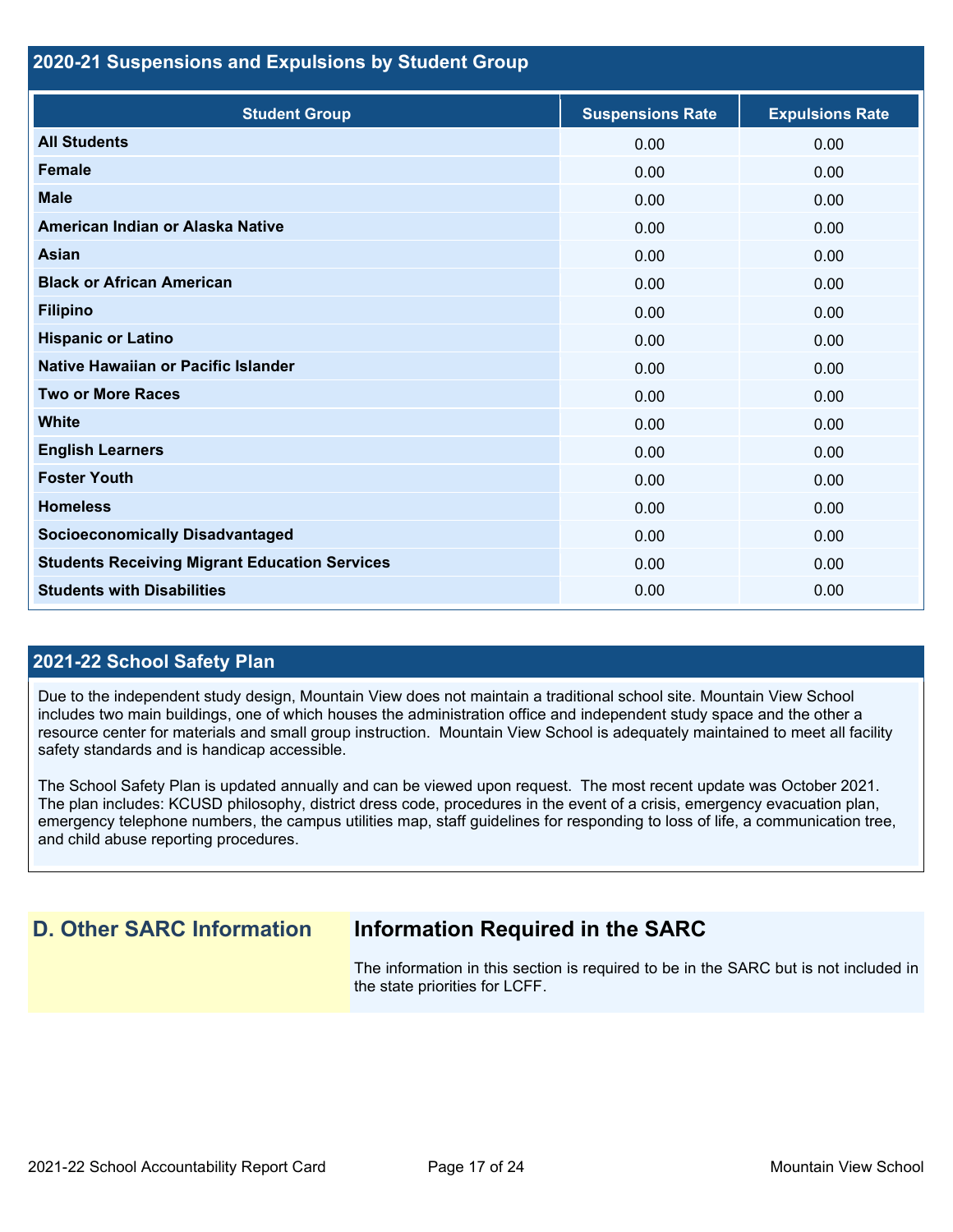## 2020-21 Suspensions and Expulsions by Student Group

| Student Group | Suspensions Rate | Expulsions Rate |
|---|---|---|
| **All Students** | 0.00 | 0.00 |
| **Female** | 0.00 | 0.00 |
| **Male** | 0.00 | 0.00 |
| **American Indian or Alaska Native** | 0.00 | 0.00 |
| **Asian** | 0.00 | 0.00 |
| **Black or African American** | 0.00 | 0.00 |
| **Filipino** | 0.00 | 0.00 |
| **Hispanic or Latino** | 0.00 | 0.00 |
| **Native Hawaiian or Pacific Islander** | 0.00 | 0.00 |
| **Two or More Races** | 0.00 | 0.00 |
| **White** | 0.00 | 0.00 |
| **English Learners** | 0.00 | 0.00 |
| **Foster Youth** | 0.00 | 0.00 |
| **Homeless** | 0.00 | 0.00 |
| **Socioeconomically Disadvantaged** | 0.00 | 0.00 |
| **Students Receiving Migrant Education Services** | 0.00 | 0.00 |
| **Students with Disabilities** | 0.00 | 0.00 |

## 2021-22 School Safety Plan

Due to the independent study design, Mountain View does not maintain a traditional school site. Mountain View School includes two main buildings, one of which houses the administration office and independent study space and the other a resource center for materials and small group instruction. Mountain View School is adequately maintained to meet all facility safety standards and is handicap accessible.

The School Safety Plan is updated annually and can be viewed upon request. The most recent update was October 2021. The plan includes: KCUSD philosophy, district dress code, procedures in the event of a crisis, emergency evacuation plan, emergency telephone numbers, the campus utilities map, staff guidelines for responding to loss of life, a communication tree, and child abuse reporting procedures.

# D. Other SARC Information

## Information Required in the SARC

The information in this section is required to be in the SARC but is not included in the state priorities for LCFF.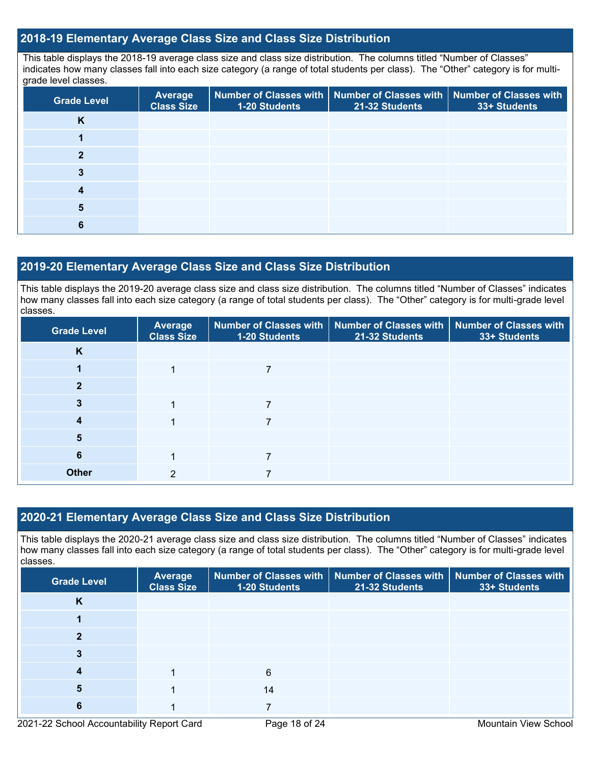## 2018-19 Elementary Average Class Size and Class Size Distribution

This table displays the 2018-19 average class size and class size distribution. The columns titled "Number of Classes" indicates how many classes fall into each size category (a range of total students per class). The "Other" category is for multi-grade level classes.

| Grade Level | Average Class Size | Number of Classes with 1-20 Students | Number of Classes with 21-32 Students | Number of Classes with 33+ Students |
|---|---|---|---|---|
| K | | | | |
| 1 | | | | |
| 2 | | | | |
| 3 | | | | |
| 4 | | | | |
| 5 | | | | |
| 6 | | | | |

## 2019-20 Elementary Average Class Size and Class Size Distribution

This table displays the 2019-20 average class size and class size distribution. The columns titled "Number of Classes" indicates how many classes fall into each size category (a range of total students per class). The "Other" category is for multi-grade level classes.

| Grade Level | Average Class Size | Number of Classes with 1-20 Students | Number of Classes with 21-32 Students | Number of Classes with 33+ Students |
|---|---|---|---|---|
| K | | | | |
| 1 | 1 | 7 | | |
| 2 | | | | |
| 3 | 1 | 7 | | |
| 4 | 1 | 7 | | |
| 5 | | | | |
| 6 | 1 | 7 | | |
| Other | 2 | 7 | | |

## 2020-21 Elementary Average Class Size and Class Size Distribution

This table displays the 2020-21 average class size and class size distribution. The columns titled "Number of Classes" indicates how many classes fall into each size category (a range of total students per class). The "Other" category is for multi-grade level classes.

| Grade Level | Average Class Size | Number of Classes with 1-20 Students | Number of Classes with 21-32 Students | Number of Classes with 33+ Students |
|---|---|---|---|---|
| K | | | | |
| 1 | | | | |
| 2 | | | | |
| 3 | | | | |
| 4 | 1 | 6 | | |
| 5 | 1 | 14 | | |
| 6 | 1 | 7 | | |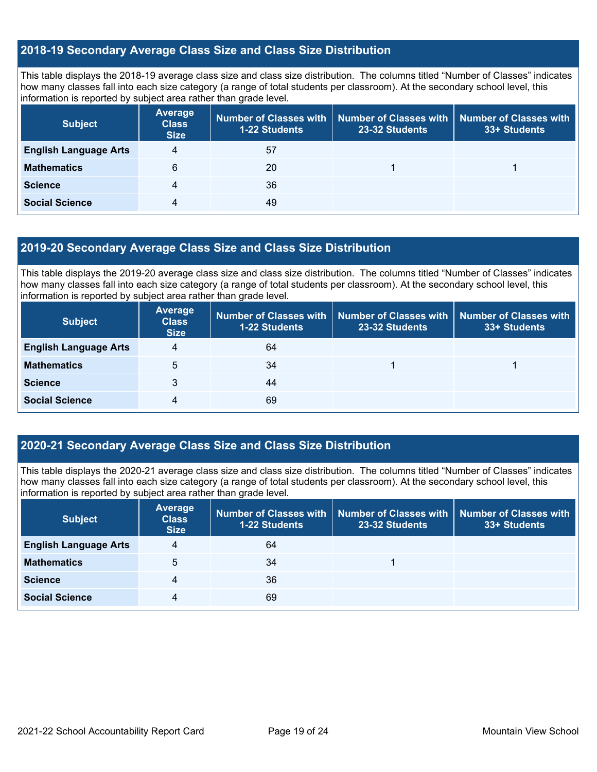## 2018-19 Secondary Average Class Size and Class Size Distribution

This table displays the 2018-19 average class size and class size distribution. The columns titled "Number of Classes" indicates how many classes fall into each size category (a range of total students per classroom). At the secondary school level, this information is reported by subject area rather than grade level.

| Subject | Average Class Size | Number of Classes with 1-22 Students | Number of Classes with 23-32 Students | Number of Classes with 33+ Students |
|---|---|---|---|---|
| **English Language Arts** | 4 | 57 | | |
| **Mathematics** | 6 | 20 | 1 | 1 |
| **Science** | 4 | 36 | | |
| **Social Science** | 4 | 49 | | |

## 2019-20 Secondary Average Class Size and Class Size Distribution

This table displays the 2019-20 average class size and class size distribution. The columns titled "Number of Classes" indicates how many classes fall into each size category (a range of total students per classroom). At the secondary school level, this information is reported by subject area rather than grade level.

| Subject | Average Class Size | Number of Classes with 1-22 Students | Number of Classes with 23-32 Students | Number of Classes with 33+ Students |
|---|---|---|---|---|
| **English Language Arts** | 4 | 64 | | |
| **Mathematics** | 5 | 34 | 1 | 1 |
| **Science** | 3 | 44 | | |
| **Social Science** | 4 | 69 | | |

## 2020-21 Secondary Average Class Size and Class Size Distribution

This table displays the 2020-21 average class size and class size distribution. The columns titled "Number of Classes" indicates how many classes fall into each size category (a range of total students per classroom). At the secondary school level, this information is reported by subject area rather than grade level.

| Subject | Average Class Size | Number of Classes with 1-22 Students | Number of Classes with 23-32 Students | Number of Classes with 33+ Students |
|---|---|---|---|---|
| **English Language Arts** | 4 | 64 | | |
| **Mathematics** | 5 | 34 | 1 | |
| **Science** | 4 | 36 | | |
| **Social Science** | 4 | 69 | | |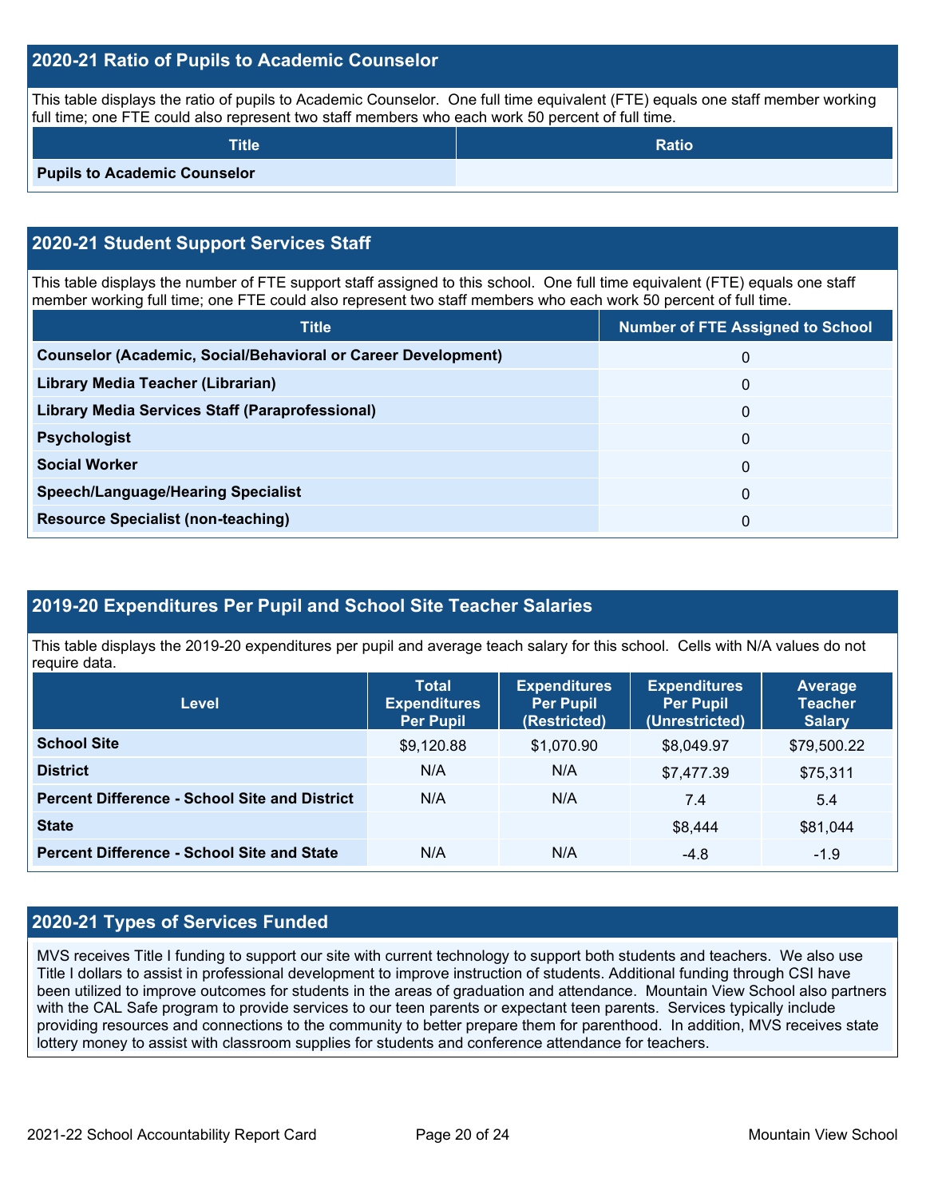## 2020-21 Ratio of Pupils to Academic Counselor

This table displays the ratio of pupils to Academic Counselor. One full time equivalent (FTE) equals one staff member working full time; one FTE could also represent two staff members who each work 50 percent of full time.

| Title | Ratio |
|---|---|
| **Pupils to Academic Counselor** | |

## 2020-21 Student Support Services Staff

This table displays the number of FTE support staff assigned to this school. One full time equivalent (FTE) equals one staff member working full time; one FTE could also represent two staff members who each work 50 percent of full time.

| Title | Number of FTE Assigned to School |
|---|---|
| **Counselor (Academic, Social/Behavioral or Career Development)** | 0 |
| **Library Media Teacher (Librarian)** | 0 |
| **Library Media Services Staff (Paraprofessional)** | 0 |
| **Psychologist** | 0 |
| **Social Worker** | 0 |
| **Speech/Language/Hearing Specialist** | 0 |
| **Resource Specialist (non-teaching)** | 0 |

## 2019-20 Expenditures Per Pupil and School Site Teacher Salaries

This table displays the 2019-20 expenditures per pupil and average teach salary for this school. Cells with N/A values do not require data.

| Level | Total Expenditures Per Pupil | Expenditures Per Pupil (Restricted) | Expenditures Per Pupil (Unrestricted) | Average Teacher Salary |
|---|---|---|---|---|
| **School Site** | $9,120.88 | $1,070.90 | $8,049.97 | $79,500.22 |
| **District** | N/A | N/A | $7,477.39 | $75,311 |
| **Percent Difference - School Site and District** | N/A | N/A | 7.4 | 5.4 |
| **State** | | | $8,444 | $81,044 |
| **Percent Difference - School Site and State** | N/A | N/A | -4.8 | -1.9 |

## 2020-21 Types of Services Funded

MVS receives Title I funding to support our site with current technology to support both students and teachers. We also use Title I dollars to assist in professional development to improve instruction of students. Additional funding through CSI have been utilized to improve outcomes for students in the areas of graduation and attendance. Mountain View School also partners with the CAL Safe program to provide services to our teen parents or expectant teen parents. Services typically include providing resources and connections to the community to better prepare them for parenthood. In addition, MVS receives state lottery money to assist with classroom supplies for students and conference attendance for teachers.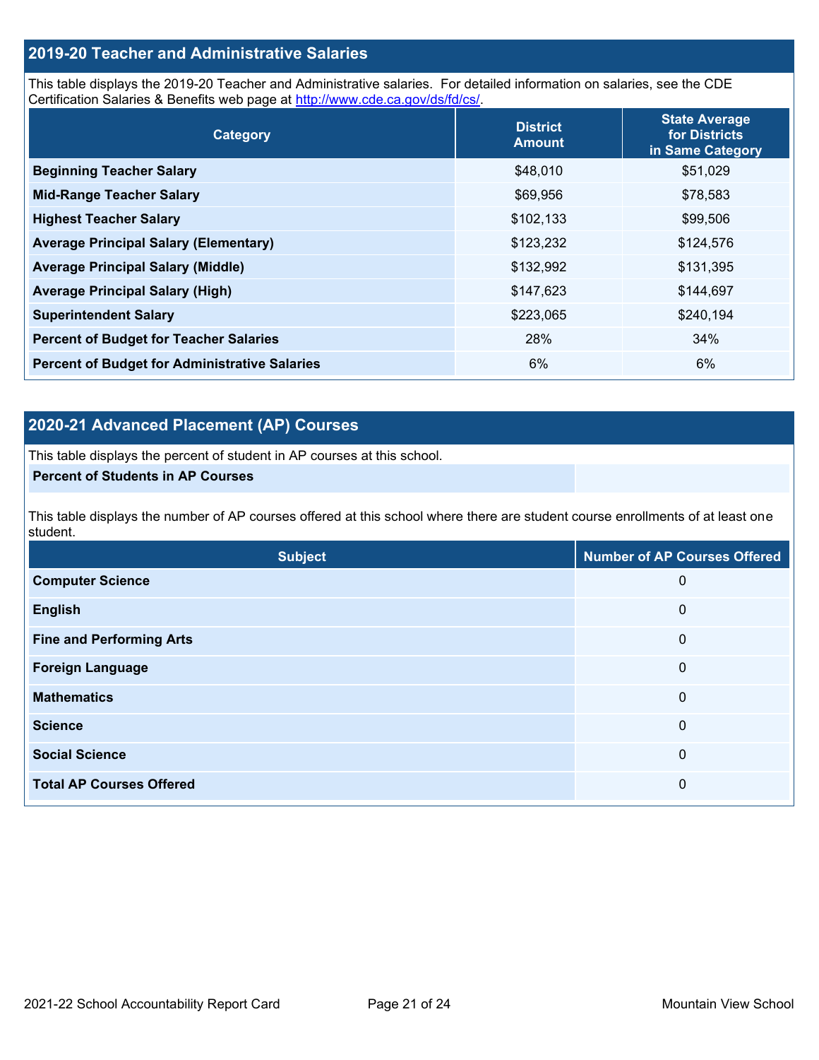## 2019-20 Teacher and Administrative Salaries

This table displays the 2019-20 Teacher and Administrative salaries. For detailed information on salaries, see the CDE Certification Salaries & Benefits web page at http://www.cde.ca.gov/ds/fd/cs/.

| Category | District Amount | State Average for Districts in Same Category |
|---|---|---|
| **Beginning Teacher Salary** | $48,010 | $51,029 |
| **Mid-Range Teacher Salary** | $69,956 | $78,583 |
| **Highest Teacher Salary** | $102,133 | $99,506 |
| **Average Principal Salary (Elementary)** | $123,232 | $124,576 |
| **Average Principal Salary (Middle)** | $132,992 | $131,395 |
| **Average Principal Salary (High)** | $147,623 | $144,697 |
| **Superintendent Salary** | $223,065 | $240,194 |
| **Percent of Budget for Teacher Salaries** | 28% | 34% |
| **Percent of Budget for Administrative Salaries** | 6% | 6% |

## 2020-21 Advanced Placement (AP) Courses

This table displays the percent of student in AP courses at this school.

| **Percent of Students in AP Courses** | |
|---|---|

This table displays the number of AP courses offered at this school where there are student course enrollments of at least one student.

| Subject | Number of AP Courses Offered |
|---|---|
| **Computer Science** | 0 |
| **English** | 0 |
| **Fine and Performing Arts** | 0 |
| **Foreign Language** | 0 |
| **Mathematics** | 0 |
| **Science** | 0 |
| **Social Science** | 0 |
| **Total AP Courses Offered** | 0 |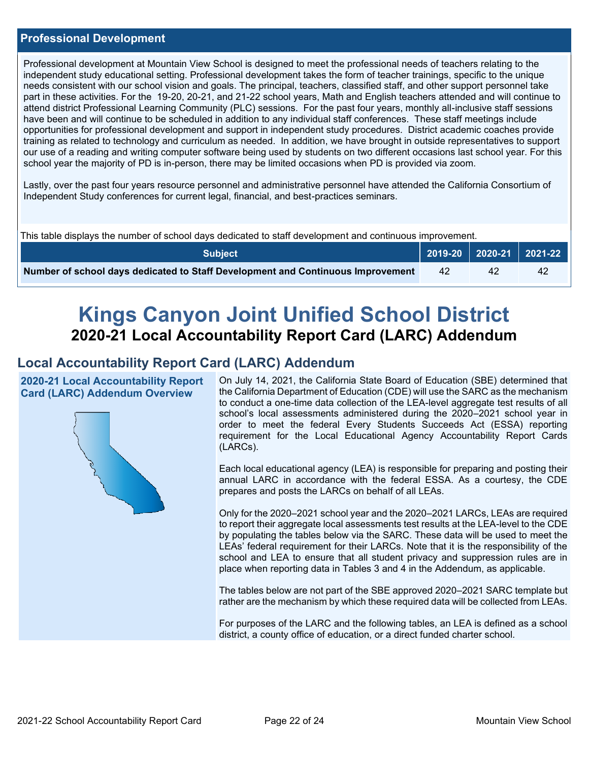## Professional Development

Professional development at Mountain View School is designed to meet the professional needs of teachers relating to the independent study educational setting. Professional development takes the form of teacher trainings, specific to the unique needs consistent with our school vision and goals. The principal, teachers, classified staff, and other support personnel take part in these activities. For the 19-20, 20-21, and 21-22 school years, Math and English teachers attended and will continue to attend district Professional Learning Community (PLC) sessions. For the past four years, monthly all-inclusive staff sessions have been and will continue to be scheduled in addition to any individual staff conferences. These staff meetings include opportunities for professional development and support in independent study procedures. District academic coaches provide training as related to technology and curriculum as needed. In addition, we have brought in outside representatives to support our use of a reading and writing computer software being used by students on two different occasions last school year. For this school year the majority of PD is in-person, there may be limited occasions when PD is provided via zoom.

Lastly, over the past four years resource personnel and administrative personnel have attended the California Consortium of Independent Study conferences for current legal, financial, and best-practices seminars.

This table displays the number of school days dedicated to staff development and continuous improvement.

| Subject | 2019-20 | 2020-21 | 2021-22 |
|---|---|---|---|
| **Number of school days dedicated to Staff Development and Continuous Improvement** | 42 | 42 | 42 |

# Kings Canyon Joint Unified School District

## 2020-21 Local Accountability Report Card (LARC) Addendum

## Local Accountability Report Card (LARC) Addendum

### 2020-21 Local Accountability Report Card (LARC) Addendum Overview

On July 14, 2021, the California State Board of Education (SBE) determined that the California Department of Education (CDE) will use the SARC as the mechanism to conduct a one-time data collection of the LEA-level aggregate test results of all school's local assessments administered during the 2020–2021 school year in order to meet the federal Every Students Succeeds Act (ESSA) reporting requirement for the Local Educational Agency Accountability Report Cards (LARCs).

Each local educational agency (LEA) is responsible for preparing and posting their annual LARC in accordance with the federal ESSA. As a courtesy, the CDE prepares and posts the LARCs on behalf of all LEAs.

Only for the 2020–2021 school year and the 2020–2021 LARCs, LEAs are required to report their aggregate local assessments test results at the LEA-level to the CDE by populating the tables below via the SARC. These data will be used to meet the LEAs' federal requirement for their LARCs. Note that it is the responsibility of the school and LEA to ensure that all student privacy and suppression rules are in place when reporting data in Tables 3 and 4 in the Addendum, as applicable.

The tables below are not part of the SBE approved 2020–2021 SARC template but rather are the mechanism by which these required data will be collected from LEAs.

For purposes of the LARC and the following tables, an LEA is defined as a school district, a county office of education, or a direct funded charter school.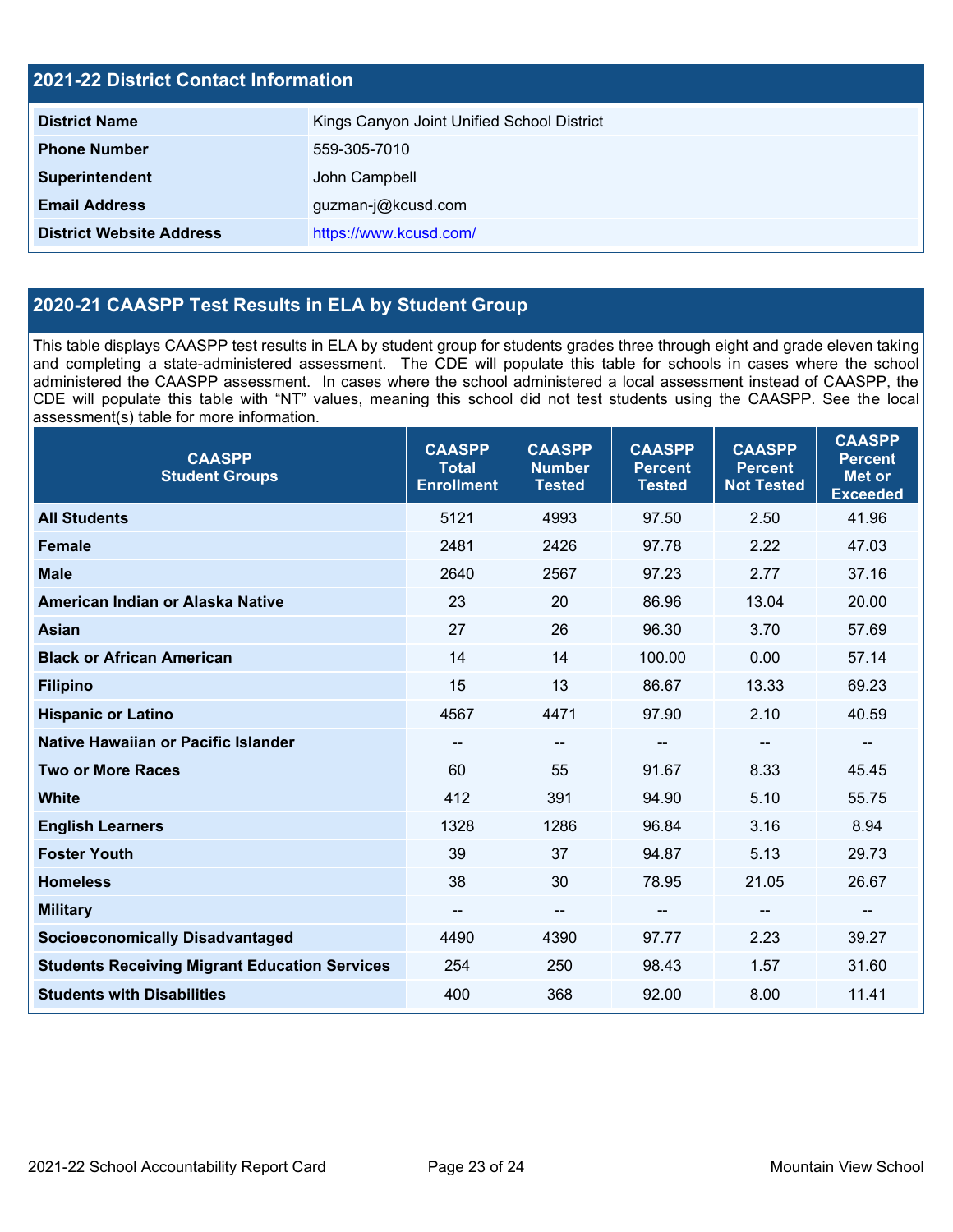## 2021-22 District Contact Information

| District Contact Information | |
|---|---|
| **District Name** | Kings Canyon Joint Unified School District |
| **Phone Number** | 559-305-7010 |
| **Superintendent** | John Campbell |
| **Email Address** | guzman-j@kcusd.com |
| **District Website Address** | https://www.kcusd.com/ |

## 2020-21 CAASPP Test Results in ELA by Student Group

This table displays CAASPP test results in ELA by student group for students grades three through eight and grade eleven taking and completing a state-administered assessment. The CDE will populate this table for schools in cases where the school administered the CAASPP assessment. In cases where the school administered a local assessment instead of CAASPP, the CDE will populate this table with "NT" values, meaning this school did not test students using the CAASPP. See the local assessment(s) table for more information.

| CAASPP Student Groups | CAASPP Total Enrollment | CAASPP Number Tested | CAASPP Percent Tested | CAASPP Percent Not Tested | CAASPP Percent Met or Exceeded |
|---|---|---|---|---|---|
| **All Students** | 5121 | 4993 | 97.50 | 2.50 | 41.96 |
| **Female** | 2481 | 2426 | 97.78 | 2.22 | 47.03 |
| **Male** | 2640 | 2567 | 97.23 | 2.77 | 37.16 |
| **American Indian or Alaska Native** | 23 | 20 | 86.96 | 13.04 | 20.00 |
| **Asian** | 27 | 26 | 96.30 | 3.70 | 57.69 |
| **Black or African American** | 14 | 14 | 100.00 | 0.00 | 57.14 |
| **Filipino** | 15 | 13 | 86.67 | 13.33 | 69.23 |
| **Hispanic or Latino** | 4567 | 4471 | 97.90 | 2.10 | 40.59 |
| **Native Hawaiian or Pacific Islander** | -- | -- | -- | -- | -- |
| **Two or More Races** | 60 | 55 | 91.67 | 8.33 | 45.45 |
| **White** | 412 | 391 | 94.90 | 5.10 | 55.75 |
| **English Learners** | 1328 | 1286 | 96.84 | 3.16 | 8.94 |
| **Foster Youth** | 39 | 37 | 94.87 | 5.13 | 29.73 |
| **Homeless** | 38 | 30 | 78.95 | 21.05 | 26.67 |
| **Military** | -- | -- | -- | -- | -- |
| **Socioeconomically Disadvantaged** | 4490 | 4390 | 97.77 | 2.23 | 39.27 |
| **Students Receiving Migrant Education Services** | 254 | 250 | 98.43 | 1.57 | 31.60 |
| **Students with Disabilities** | 400 | 368 | 92.00 | 8.00 | 11.41 |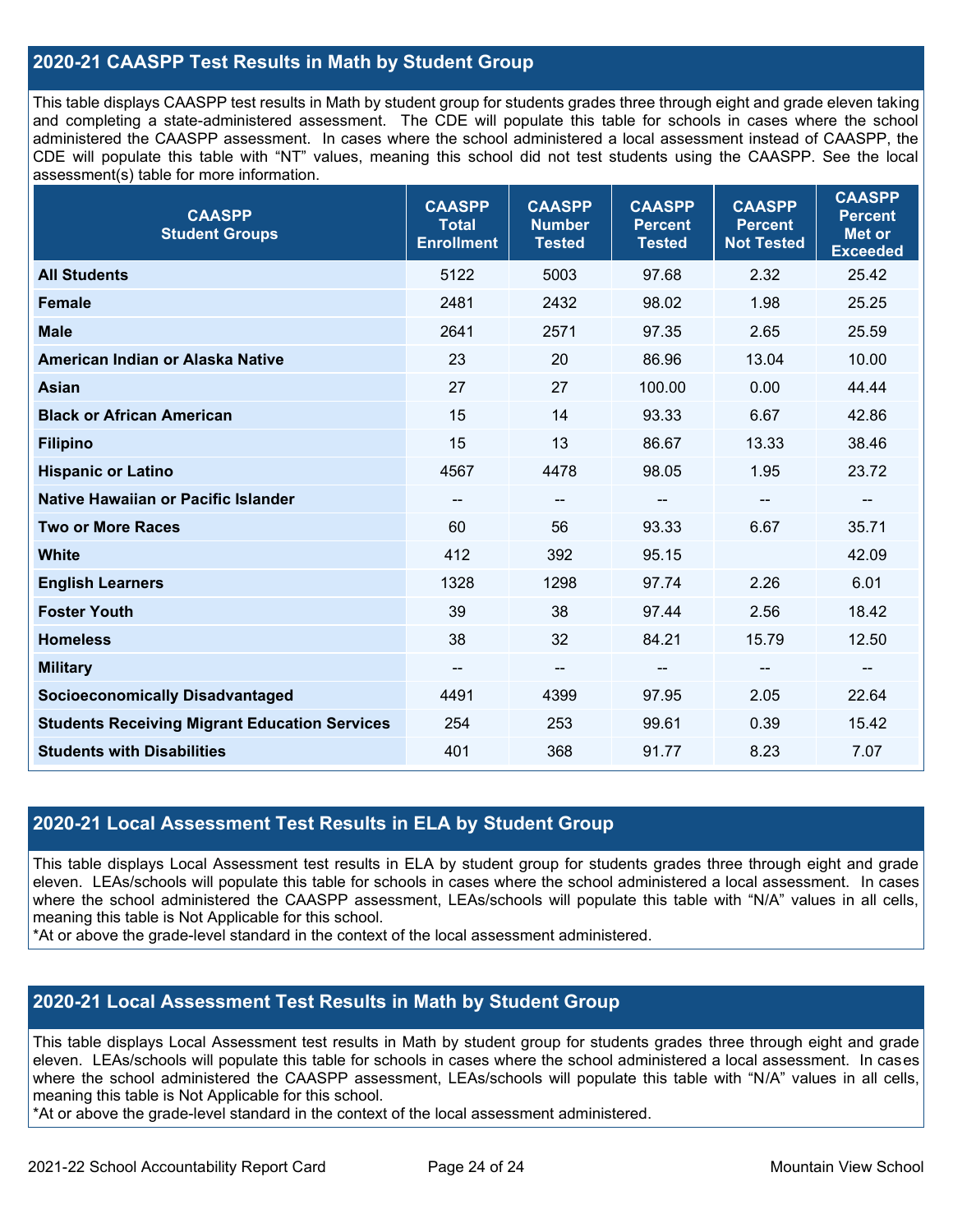## 2020-21 CAASPP Test Results in Math by Student Group

This table displays CAASPP test results in Math by student group for students grades three through eight and grade eleven taking and completing a state-administered assessment. The CDE will populate this table for schools in cases where the school administered the CAASPP assessment. In cases where the school administered a local assessment instead of CAASPP, the CDE will populate this table with "NT" values, meaning this school did not test students using the CAASPP. See the local assessment(s) table for more information.

| CAASPP Student Groups | CAASPP Total Enrollment | CAASPP Number Tested | CAASPP Percent Tested | CAASPP Percent Not Tested | CAASPP Percent Met or Exceeded |
|---|---|---|---|---|---|
| **All Students** | 5122 | 5003 | 97.68 | 2.32 | 25.42 |
| **Female** | 2481 | 2432 | 98.02 | 1.98 | 25.25 |
| **Male** | 2641 | 2571 | 97.35 | 2.65 | 25.59 |
| **American Indian or Alaska Native** | 23 | 20 | 86.96 | 13.04 | 10.00 |
| **Asian** | 27 | 27 | 100.00 | 0.00 | 44.44 |
| **Black or African American** | 15 | 14 | 93.33 | 6.67 | 42.86 |
| **Filipino** | 15 | 13 | 86.67 | 13.33 | 38.46 |
| **Hispanic or Latino** | 4567 | 4478 | 98.05 | 1.95 | 23.72 |
| **Native Hawaiian or Pacific Islander** | -- | -- | -- | -- | -- |
| **Two or More Races** | 60 | 56 | 93.33 | 6.67 | 35.71 |
| **White** | 412 | 392 | 95.15 | | 42.09 |
| **English Learners** | 1328 | 1298 | 97.74 | 2.26 | 6.01 |
| **Foster Youth** | 39 | 38 | 97.44 | 2.56 | 18.42 |
| **Homeless** | 38 | 32 | 84.21 | 15.79 | 12.50 |
| **Military** | -- | -- | -- | -- | -- |
| **Socioeconomically Disadvantaged** | 4491 | 4399 | 97.95 | 2.05 | 22.64 |
| **Students Receiving Migrant Education Services** | 254 | 253 | 99.61 | 0.39 | 15.42 |
| **Students with Disabilities** | 401 | 368 | 91.77 | 8.23 | 7.07 |

## 2020-21 Local Assessment Test Results in ELA by Student Group

This table displays Local Assessment test results in ELA by student group for students grades three through eight and grade eleven. LEAs/schools will populate this table for schools in cases where the school administered a local assessment. In cases where the school administered the CAASPP assessment, LEAs/schools will populate this table with "N/A" values in all cells, meaning this table is Not Applicable for this school.

*At or above the grade-level standard in the context of the local assessment administered.

## 2020-21 Local Assessment Test Results in Math by Student Group

This table displays Local Assessment test results in Math by student group for students grades three through eight and grade eleven. LEAs/schools will populate this table for schools in cases where the school administered a local assessment. In cases where the school administered the CAASPP assessment, LEAs/schools will populate this table with "N/A" values in all cells, meaning this table is Not Applicable for this school.

*At or above the grade-level standard in the context of the local assessment administered.